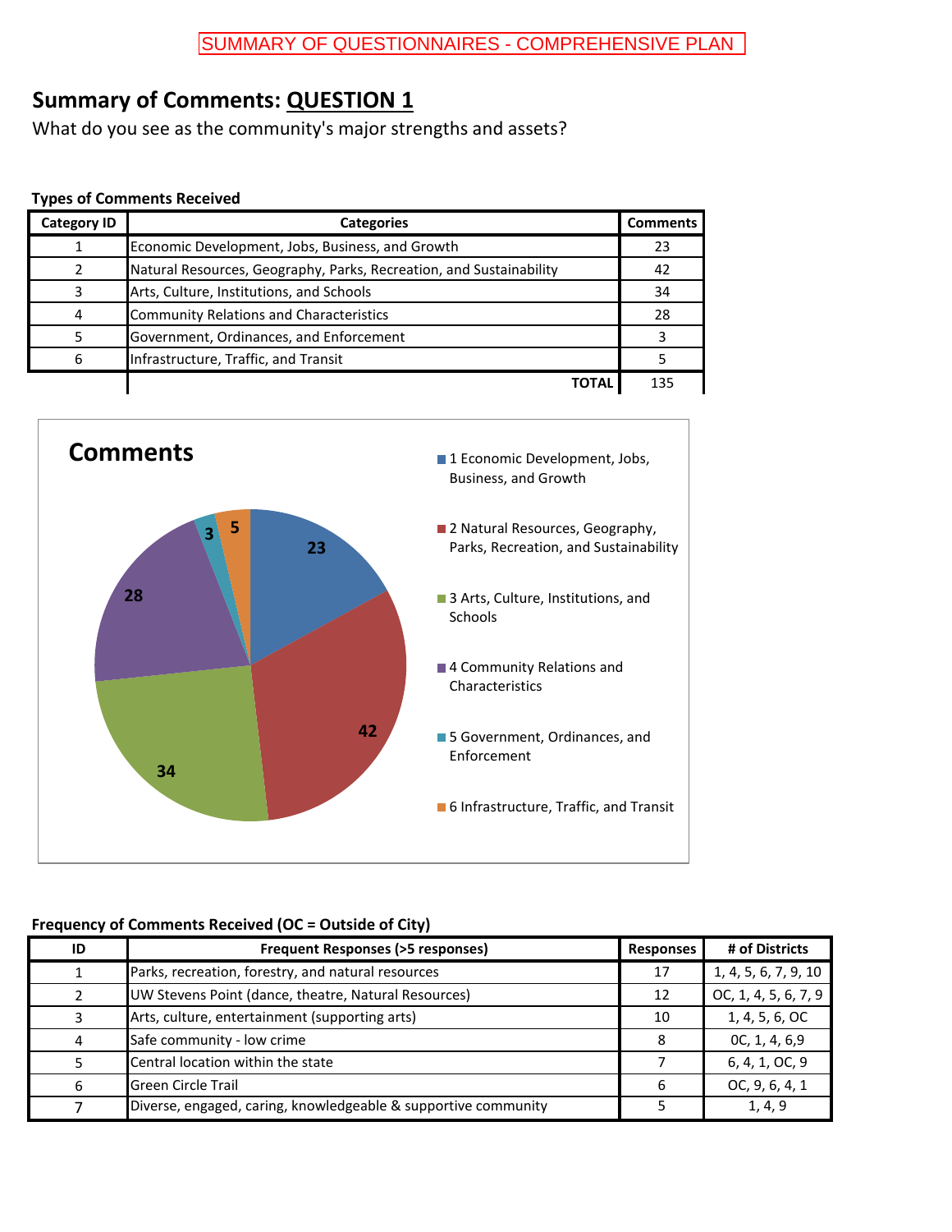SUMMARY OF QUESTIONNAIRES - COMPREHENSIVE PLAN

## Summary of Comments: QUESTION 1

What do you see as the community's major strengths and assets?

**Types of Comments Received**

| Category ID | Categories | Comments |
|---|---|---|
| 1 | Economic Development, Jobs, Business, and Growth | 23 |
| 2 | Natural Resources, Geography, Parks, Recreation, and Sustainability | 42 |
| 3 | Arts, Culture, Institutions, and Schools | 34 |
| 4 | Community Relations and Characteristics | 28 |
| 5 | Government, Ordinances, and Enforcement | 3 |
| 6 | Infrastructure, Traffic, and Transit | 5 |
| | **TOTAL** | 135 |

**Comments**

- 1 Economic Development, Jobs, Business, and Growth: 23
- 2 Natural Resources, Geography, Parks, Recreation, and Sustainability: 42
- 3 Arts, Culture, Institutions, and Schools: 34
- 4 Community Relations and Characteristics: 28
- 5 Government, Ordinances, and Enforcement: 3
- 6 Infrastructure, Traffic, and Transit: 5

**Frequency of Comments Received (OC = Outside of City)**

| ID | Frequent Responses (>5 responses) | Responses | # of Districts |
|---|---|---|---|
| 1 | Parks, recreation, forestry, and natural resources | 17 | 1, 4, 5, 6, 7, 9, 10 |
| 2 | UW Stevens Point (dance, theatre, Natural Resources) | 12 | OC, 1, 4, 5, 6, 7, 9 |
| 3 | Arts, culture, entertainment (supporting arts) | 10 | 1, 4, 5, 6, OC |
| 4 | Safe community - low crime | 8 | 0C, 1, 4, 6,9 |
| 5 | Central location within the state | 7 | 6, 4, 1, OC, 9 |
| 6 | Green Circle Trail | 6 | OC, 9, 6, 4, 1 |
| 7 | Diverse, engaged, caring, knowledgeable & supportive community | 5 | 1, 4, 9 |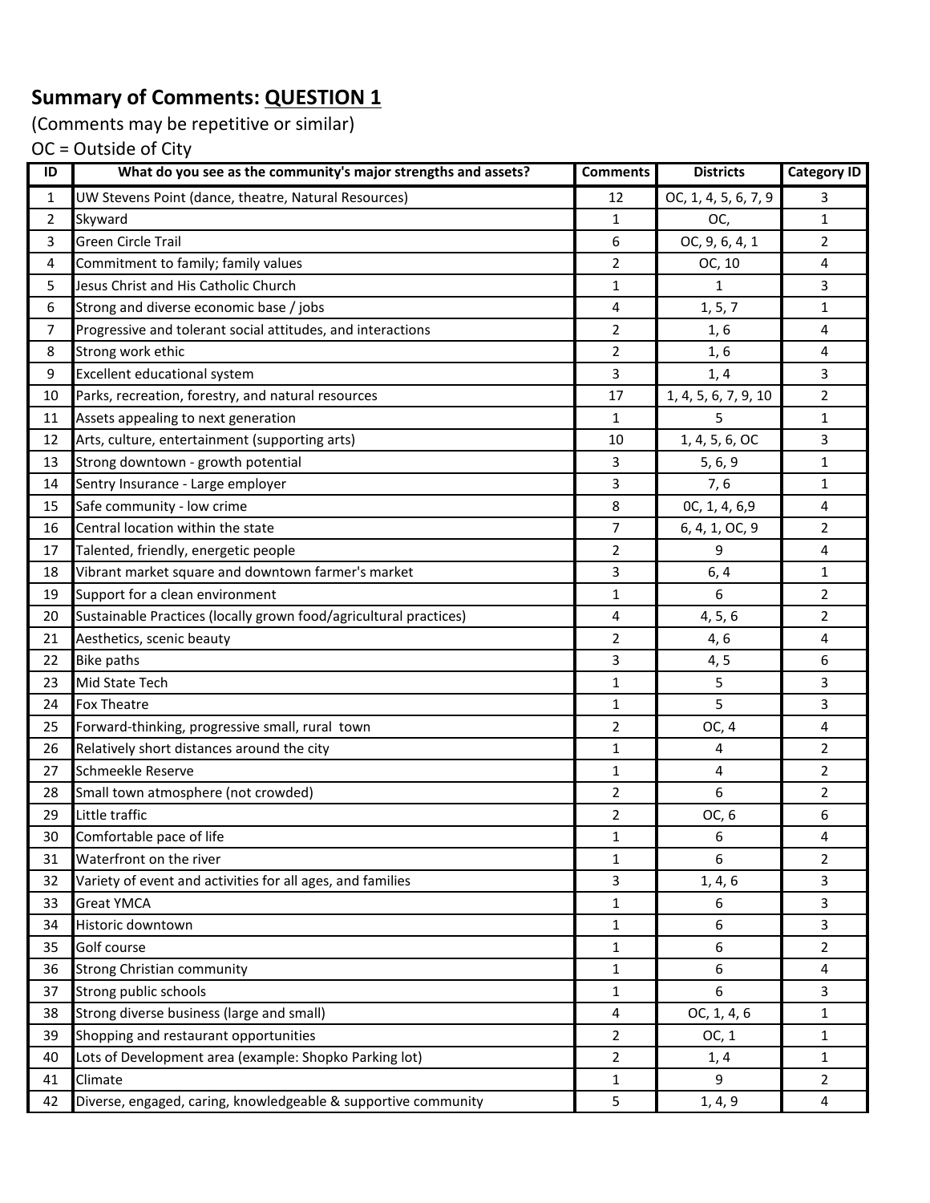**Summary of Comments: QUESTION 1**

(Comments may be repetitive or similar)

OC = Outside of City

| ID | What do you see as the community's major strengths and assets? | Comments | Districts | Category ID |
|---|---|---|---|---|
| 1 | UW Stevens Point (dance, theatre, Natural Resources) | 12 | OC, 1, 4, 5, 6, 7, 9 | 3 |
| 2 | Skyward | 1 | OC, | 1 |
| 3 | Green Circle Trail | 6 | OC, 9, 6, 4, 1 | 2 |
| 4 | Commitment to family; family values | 2 | OC, 10 | 4 |
| 5 | Jesus Christ and His Catholic Church | 1 | 1 | 3 |
| 6 | Strong and diverse economic base / jobs | 4 | 1, 5, 7 | 1 |
| 7 | Progressive and tolerant social attitudes, and interactions | 2 | 1, 6 | 4 |
| 8 | Strong work ethic | 2 | 1, 6 | 4 |
| 9 | Excellent educational system | 3 | 1, 4 | 3 |
| 10 | Parks, recreation, forestry, and natural resources | 17 | 1, 4, 5, 6, 7, 9, 10 | 2 |
| 11 | Assets appealing to next generation | 1 | 5 | 1 |
| 12 | Arts, culture, entertainment (supporting arts) | 10 | 1, 4, 5, 6, OC | 3 |
| 13 | Strong downtown - growth potential | 3 | 5, 6, 9 | 1 |
| 14 | Sentry Insurance - Large employer | 3 | 7, 6 | 1 |
| 15 | Safe community - low crime | 8 | 0C, 1, 4, 6,9 | 4 |
| 16 | Central location within the state | 7 | 6, 4, 1, OC, 9 | 2 |
| 17 | Talented, friendly, energetic people | 2 | 9 | 4 |
| 18 | Vibrant market square and downtown farmer's market | 3 | 6, 4 | 1 |
| 19 | Support for a clean environment | 1 | 6 | 2 |
| 20 | Sustainable Practices (locally grown food/agricultural practices) | 4 | 4, 5, 6 | 2 |
| 21 | Aesthetics, scenic beauty | 2 | 4, 6 | 4 |
| 22 | Bike paths | 3 | 4, 5 | 6 |
| 23 | Mid State Tech | 1 | 5 | 3 |
| 24 | Fox Theatre | 1 | 5 | 3 |
| 25 | Forward-thinking, progressive small, rural town | 2 | OC, 4 | 4 |
| 26 | Relatively short distances around the city | 1 | 4 | 2 |
| 27 | Schmeekle Reserve | 1 | 4 | 2 |
| 28 | Small town atmosphere (not crowded) | 2 | 6 | 2 |
| 29 | Little traffic | 2 | OC, 6 | 6 |
| 30 | Comfortable pace of life | 1 | 6 | 4 |
| 31 | Waterfront on the river | 1 | 6 | 2 |
| 32 | Variety of event and activities for all ages, and families | 3 | 1, 4, 6 | 3 |
| 33 | Great YMCA | 1 | 6 | 3 |
| 34 | Historic downtown | 1 | 6 | 3 |
| 35 | Golf course | 1 | 6 | 2 |
| 36 | Strong Christian community | 1 | 6 | 4 |
| 37 | Strong public schools | 1 | 6 | 3 |
| 38 | Strong diverse business (large and small) | 4 | OC, 1, 4, 6 | 1 |
| 39 | Shopping and restaurant opportunities | 2 | OC, 1 | 1 |
| 40 | Lots of Development area (example: Shopko Parking lot) | 2 | 1, 4 | 1 |
| 41 | Climate | 1 | 9 | 2 |
| 42 | Diverse, engaged, caring, knowledgeable & supportive community | 5 | 1, 4, 9 | 4 |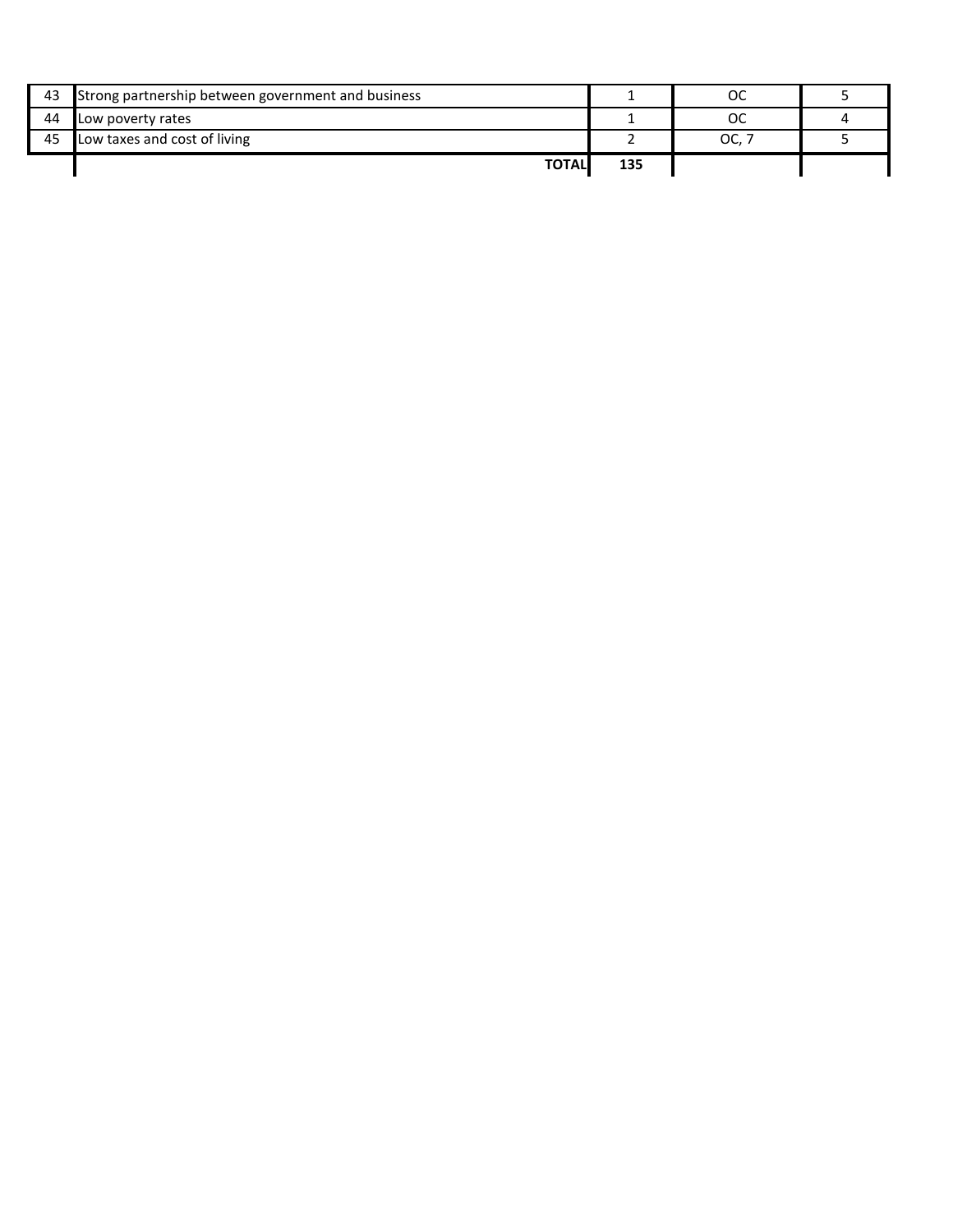| | | | | |
|---|---|---|---|---|
| 43 | Strong partnership between government and business | 1 | OC | 5 |
| 44 | Low poverty rates | 1 | OC | 4 |
| 45 | Low taxes and cost of living | 2 | OC, 7 | 5 |
| | **TOTAL** | **135** | | |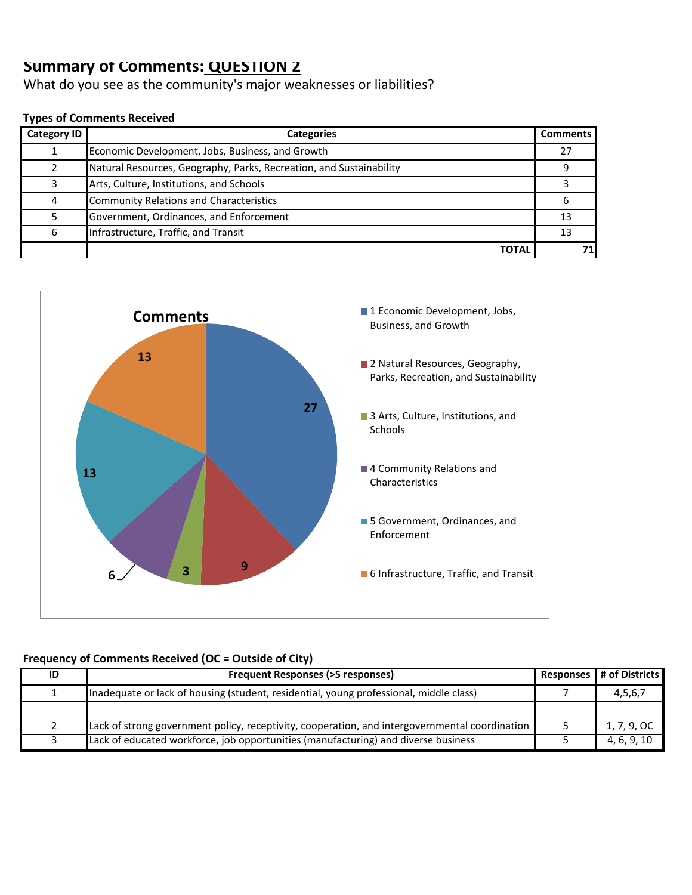## Summary of Comments: QUESTION 2

What do you see as the community's major weaknesses or liabilities?

**Types of Comments Received**

| Category ID | Categories | Comments |
|---|---|---|
| 1 | Economic Development, Jobs, Business, and Growth | 27 |
| 2 | Natural Resources, Geography, Parks, Recreation, and Sustainability | 9 |
| 3 | Arts, Culture, Institutions, and Schools | 3 |
| 4 | Community Relations and Characteristics | 6 |
| 5 | Government, Ordinances, and Enforcement | 13 |
| 6 | Infrastructure, Traffic, and Transit | 13 |
| | **TOTAL** | **71** |

**Comments**

- 1 Economic Development, Jobs, Business, and Growth: 27
- 2 Natural Resources, Geography, Parks, Recreation, and Sustainability: 9
- 3 Arts, Culture, Institutions, and Schools: 3
- 4 Community Relations and Characteristics: 6
- 5 Government, Ordinances, and Enforcement: 13
- 6 Infrastructure, Traffic, and Transit: 13

**Frequency of Comments Received (OC = Outside of City)**

| ID | Frequent Responses (>5 responses) | Responses | # of Districts |
|---|---|---|---|
| 1 | Inadequate or lack of housing (student, residential, young professional, middle class) | 7 | 4,5,6,7 |
| 2 | Lack of strong government policy, receptivity, cooperation, and intergovernmental coordination | 5 | 1, 7, 9, OC |
| 3 | Lack of educated workforce, job opportunities (manufacturing) and diverse business | 5 | 4, 6, 9, 10 |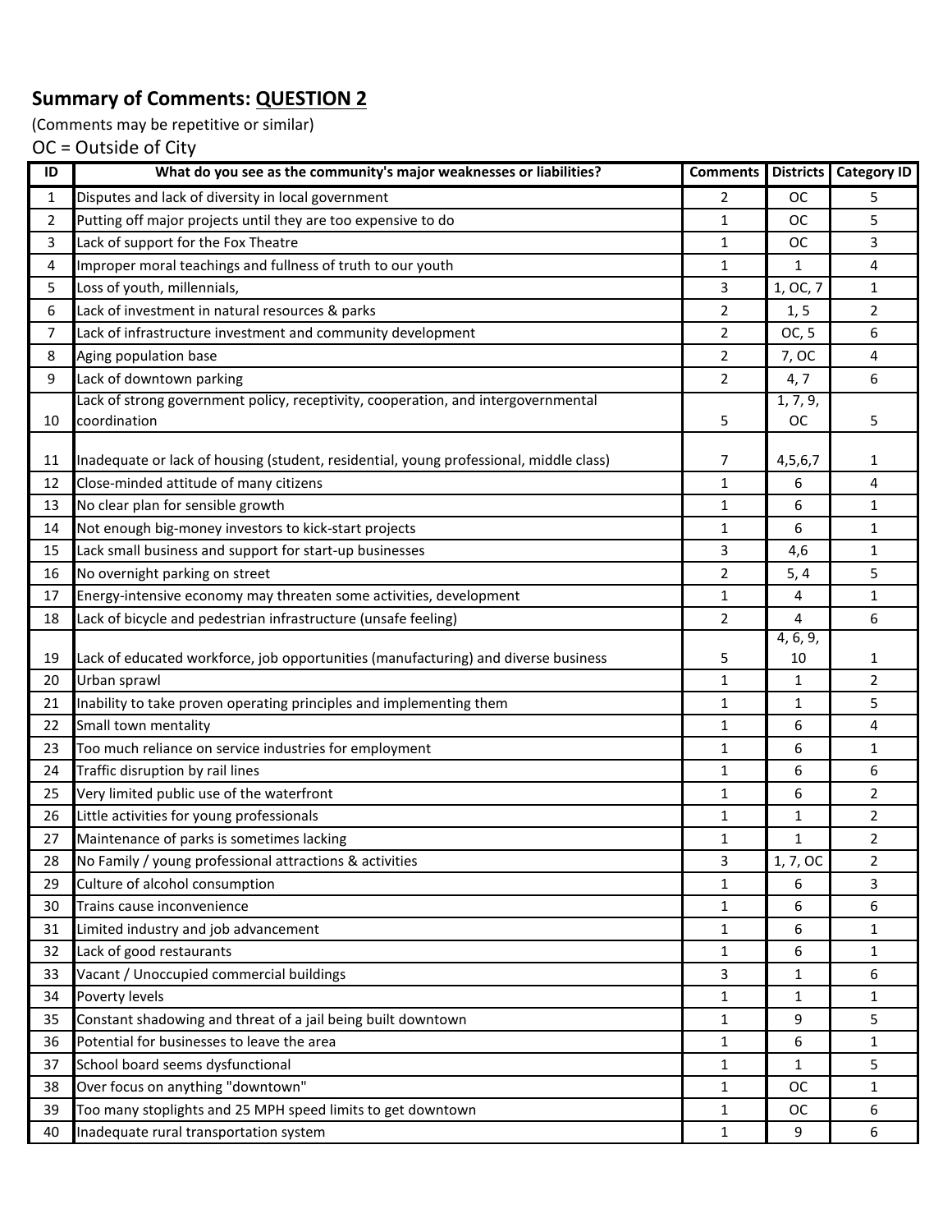**Summary of Comments: QUESTION 2**

(Comments may be repetitive or similar)

OC = Outside of City

| ID | What do you see as the community's major weaknesses or liabilities? | Comments | Districts | Category ID |
|---|---|---|---|---|
| 1 | Disputes and lack of diversity in local government | 2 | OC | 5 |
| 2 | Putting off major projects until they are too expensive to do | 1 | OC | 5 |
| 3 | Lack of support for the Fox Theatre | 1 | OC | 3 |
| 4 | Improper moral teachings and fullness of truth to our youth | 1 | 1 | 4 |
| 5 | Loss of youth, millennials, | 3 | 1, OC, 7 | 1 |
| 6 | Lack of investment in natural resources & parks | 2 | 1, 5 | 2 |
| 7 | Lack of infrastructure investment and community development | 2 | OC, 5 | 6 |
| 8 | Aging population base | 2 | 7, OC | 4 |
| 9 | Lack of downtown parking | 2 | 4, 7 | 6 |
| 10 | Lack of strong government policy, receptivity, cooperation, and intergovernmental coordination | 5 | 1, 7, 9, OC | 5 |
| 11 | Inadequate or lack of housing (student, residential, young professional, middle class) | 7 | 4,5,6,7 | 1 |
| 12 | Close-minded attitude of many citizens | 1 | 6 | 4 |
| 13 | No clear plan for sensible growth | 1 | 6 | 1 |
| 14 | Not enough big-money investors to kick-start projects | 1 | 6 | 1 |
| 15 | Lack small business and support for start-up businesses | 3 | 4,6 | 1 |
| 16 | No overnight parking on street | 2 | 5, 4 | 5 |
| 17 | Energy-intensive economy may threaten some activities, development | 1 | 4 | 1 |
| 18 | Lack of bicycle and pedestrian infrastructure (unsafe feeling) | 2 | 4 | 6 |
| 19 | Lack of educated workforce, job opportunities (manufacturing) and diverse business | 5 | 4, 6, 9, 10 | 1 |
| 20 | Urban sprawl | 1 | 1 | 2 |
| 21 | Inability to take proven operating principles and implementing them | 1 | 1 | 5 |
| 22 | Small town mentality | 1 | 6 | 4 |
| 23 | Too much reliance on service industries for employment | 1 | 6 | 1 |
| 24 | Traffic disruption by rail lines | 1 | 6 | 6 |
| 25 | Very limited public use of the waterfront | 1 | 6 | 2 |
| 26 | Little activities for young professionals | 1 | 1 | 2 |
| 27 | Maintenance of parks is sometimes lacking | 1 | 1 | 2 |
| 28 | No Family / young professional attractions & activities | 3 | 1, 7, OC | 2 |
| 29 | Culture of alcohol consumption | 1 | 6 | 3 |
| 30 | Trains cause inconvenience | 1 | 6 | 6 |
| 31 | Limited industry and job advancement | 1 | 6 | 1 |
| 32 | Lack of good restaurants | 1 | 6 | 1 |
| 33 | Vacant / Unoccupied commercial buildings | 3 | 1 | 6 |
| 34 | Poverty levels | 1 | 1 | 1 |
| 35 | Constant shadowing and threat of a jail being built downtown | 1 | 9 | 5 |
| 36 | Potential for businesses to leave the area | 1 | 6 | 1 |
| 37 | School board seems dysfunctional | 1 | 1 | 5 |
| 38 | Over focus on anything "downtown" | 1 | OC | 1 |
| 39 | Too many stoplights and 25 MPH speed limits to get downtown | 1 | OC | 6 |
| 40 | Inadequate rural transportation system | 1 | 9 | 6 |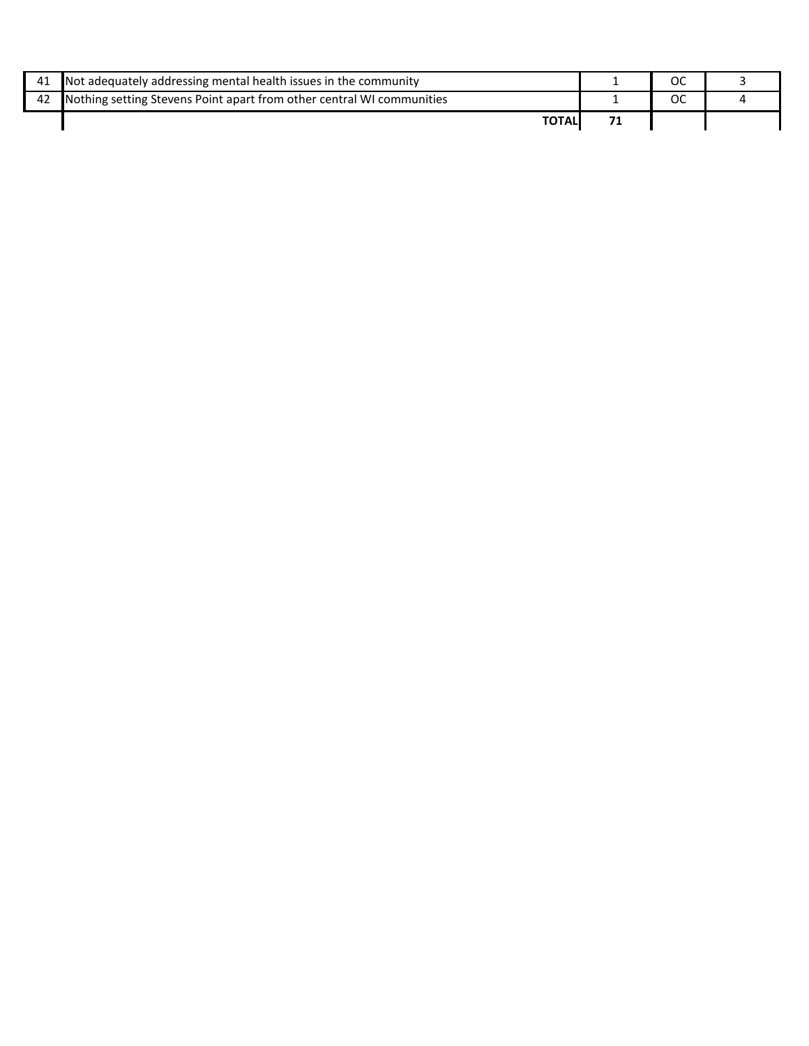| | | | | |
|---|---|---|---|---|
| 41 | Not adequately addressing mental health issues in the community | 1 | OC | 3 |
| 42 | Nothing setting Stevens Point apart from other central WI communities | 1 | OC | 4 |
| | **TOTAL** | **71** | | |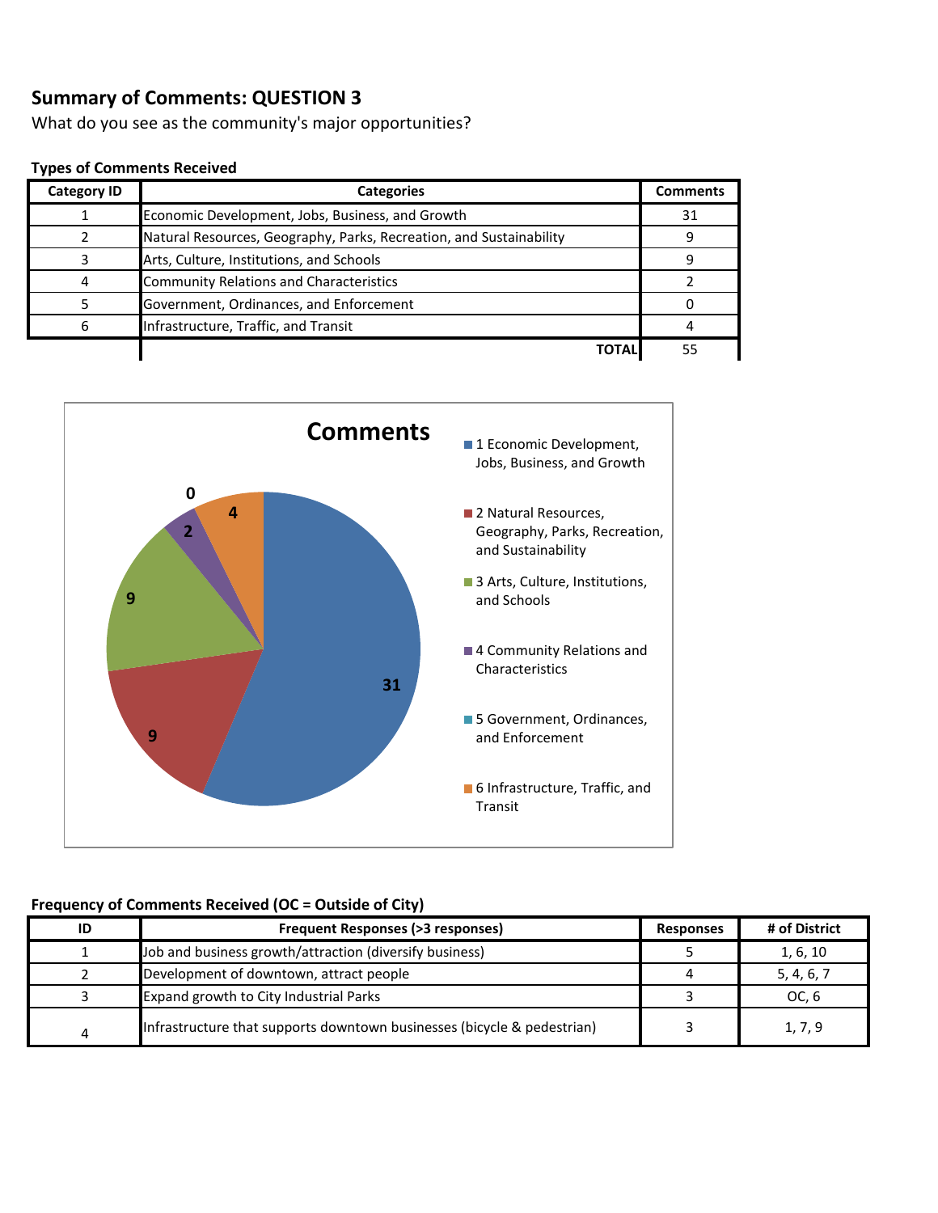## Summary of Comments: QUESTION 3

What do you see as the community's major opportunities?

**Types of Comments Received**

| Category ID | Categories | Comments |
|---|---|---|
| 1 | Economic Development, Jobs, Business, and Growth | 31 |
| 2 | Natural Resources, Geography, Parks, Recreation, and Sustainability | 9 |
| 3 | Arts, Culture, Institutions, and Schools | 9 |
| 4 | Community Relations and Characteristics | 2 |
| 5 | Government, Ordinances, and Enforcement | 0 |
| 6 | Infrastructure, Traffic, and Transit | 4 |
| | **TOTAL** | 55 |

**Comments**

- 1 Economic Development, Jobs, Business, and Growth: 31
- 2 Natural Resources, Geography, Parks, Recreation, and Sustainability: 9
- 3 Arts, Culture, Institutions, and Schools: 9
- 4 Community Relations and Characteristics: 2
- 5 Government, Ordinances, and Enforcement: 0
- 6 Infrastructure, Traffic, and Transit: 4

**Frequency of Comments Received (OC = Outside of City)**

| ID | Frequent Responses (>3 responses) | Responses | # of District |
|---|---|---|---|
| 1 | Job and business growth/attraction (diversify business) | 5 | 1, 6, 10 |
| 2 | Development of downtown, attract people | 4 | 5, 4, 6, 7 |
| 3 | Expand growth to City Industrial Parks | 3 | OC, 6 |
| 4 | Infrastructure that supports downtown businesses (bicycle & pedestrian) | 3 | 1, 7, 9 |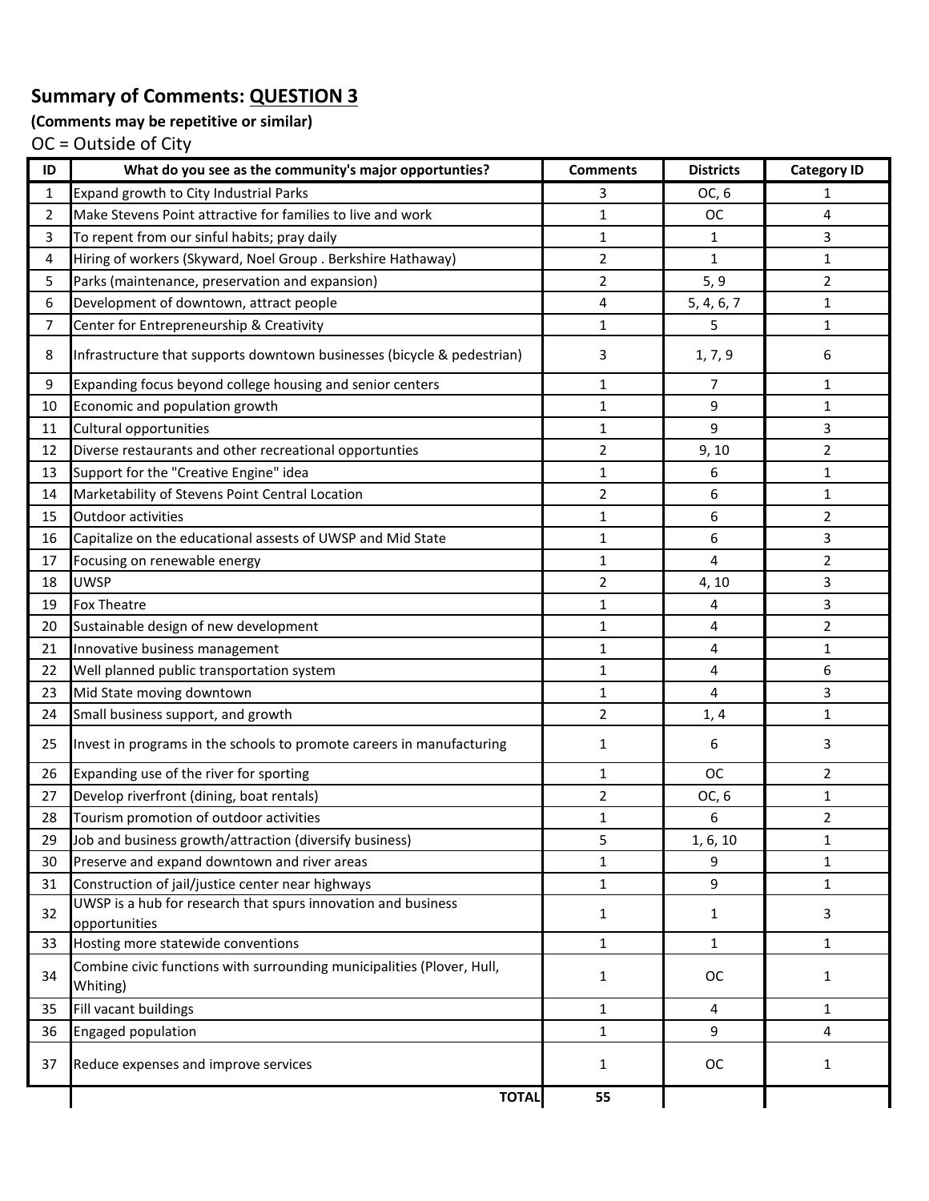## Summary of Comments: QUESTION 3

**(Comments may be repetitive or similar)**

OC = Outside of City

| ID | What do you see as the community's major opportunties? | Comments | Districts | Category ID |
|---|---|---|---|---|
| 1 | Expand growth to City Industrial Parks | 3 | OC, 6 | 1 |
| 2 | Make Stevens Point attractive for families to live and work | 1 | OC | 4 |
| 3 | To repent from our sinful habits; pray daily | 1 | 1 | 3 |
| 4 | Hiring of workers (Skyward, Noel Group . Berkshire Hathaway) | 2 | 1 | 1 |
| 5 | Parks (maintenance, preservation and expansion) | 2 | 5, 9 | 2 |
| 6 | Development of downtown, attract people | 4 | 5, 4, 6, 7 | 1 |
| 7 | Center for Entrepreneurship & Creativity | 1 | 5 | 1 |
| 8 | Infrastructure that supports downtown businesses (bicycle & pedestrian) | 3 | 1, 7, 9 | 6 |
| 9 | Expanding focus beyond college housing and senior centers | 1 | 7 | 1 |
| 10 | Economic and population growth | 1 | 9 | 1 |
| 11 | Cultural opportunities | 1 | 9 | 3 |
| 12 | Diverse restaurants and other recreational opportunties | 2 | 9, 10 | 2 |
| 13 | Support for the "Creative Engine" idea | 1 | 6 | 1 |
| 14 | Marketability of Stevens Point Central Location | 2 | 6 | 1 |
| 15 | Outdoor activities | 1 | 6 | 2 |
| 16 | Capitalize on the educational assests of UWSP and Mid State | 1 | 6 | 3 |
| 17 | Focusing on renewable energy | 1 | 4 | 2 |
| 18 | UWSP | 2 | 4, 10 | 3 |
| 19 | Fox Theatre | 1 | 4 | 3 |
| 20 | Sustainable design of new development | 1 | 4 | 2 |
| 21 | Innovative business management | 1 | 4 | 1 |
| 22 | Well planned public transportation system | 1 | 4 | 6 |
| 23 | Mid State moving downtown | 1 | 4 | 3 |
| 24 | Small business support, and growth | 2 | 1, 4 | 1 |
| 25 | Invest in programs in the schools to promote careers in manufacturing | 1 | 6 | 3 |
| 26 | Expanding use of the river for sporting | 1 | OC | 2 |
| 27 | Develop riverfront (dining, boat rentals) | 2 | OC, 6 | 1 |
| 28 | Tourism promotion of outdoor activities | 1 | 6 | 2 |
| 29 | Job and business growth/attraction (diversify business) | 5 | 1, 6, 10 | 1 |
| 30 | Preserve and expand downtown and river areas | 1 | 9 | 1 |
| 31 | Construction of jail/justice center near highways | 1 | 9 | 1 |
| 32 | UWSP is a hub for research that spurs innovation and business opportunities | 1 | 1 | 3 |
| 33 | Hosting more statewide conventions | 1 | 1 | 1 |
| 34 | Combine civic functions with surrounding municipalities (Plover, Hull, Whiting) | 1 | OC | 1 |
| 35 | Fill vacant buildings | 1 | 4 | 1 |
| 36 | Engaged population | 1 | 9 | 4 |
| 37 | Reduce expenses and improve services | 1 | OC | 1 |
| | **TOTAL** | **55** | | |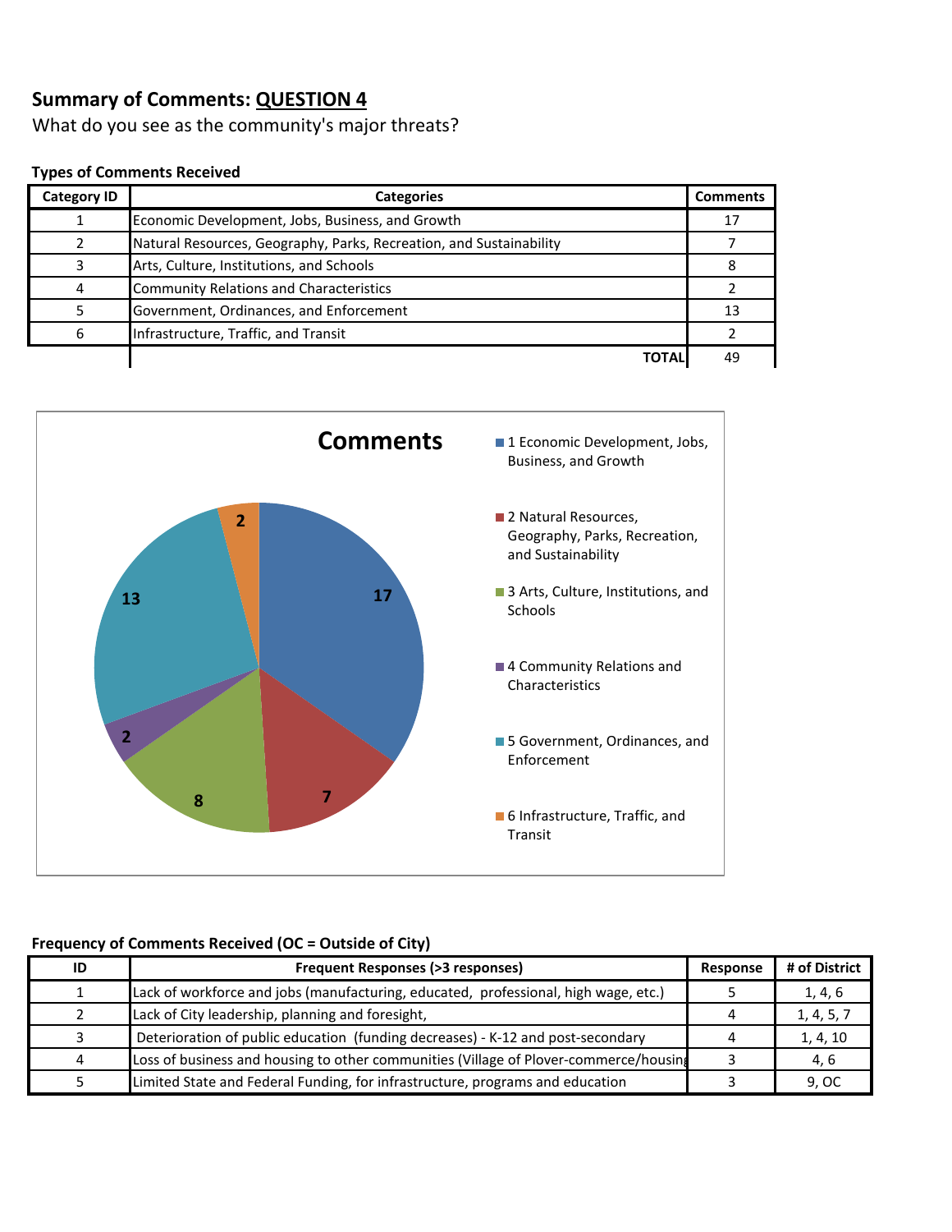**Summary of Comments: QUESTION 4**

What do you see as the community's major threats?

**Types of Comments Received**

| Category ID | Categories | Comments |
|---|---|---|
| 1 | Economic Development, Jobs, Business, and Growth | 17 |
| 2 | Natural Resources, Geography, Parks, Recreation, and Sustainability | 7 |
| 3 | Arts, Culture, Institutions, and Schools | 8 |
| 4 | Community Relations and Characteristics | 2 |
| 5 | Government, Ordinances, and Enforcement | 13 |
| 6 | Infrastructure, Traffic, and Transit | 2 |
| | **TOTAL** | 49 |

**Comments**

- 1 Economic Development, Jobs, Business, and Growth: 17
- 2 Natural Resources, Geography, Parks, Recreation, and Sustainability: 7
- 3 Arts, Culture, Institutions, and Schools: 8
- 4 Community Relations and Characteristics: 2
- 5 Government, Ordinances, and Enforcement: 13
- 6 Infrastructure, Traffic, and Transit: 2

**Frequency of Comments Received (OC = Outside of City)**

| ID | Frequent Responses (>3 responses) | Response | # of District |
|---|---|---|---|
| 1 | Lack of workforce and jobs (manufacturing, educated, professional, high wage, etc.) | 5 | 1, 4, 6 |
| 2 | Lack of City leadership, planning and foresight, | 4 | 1, 4, 5, 7 |
| 3 | Deterioration of public education (funding decreases) - K-12 and post-secondary | 4 | 1, 4, 10 |
| 4 | Loss of business and housing to other communities (Village of Plover-commerce/housing | 3 | 4, 6 |
| 5 | Limited State and Federal Funding, for infrastructure, programs and education | 3 | 9, OC |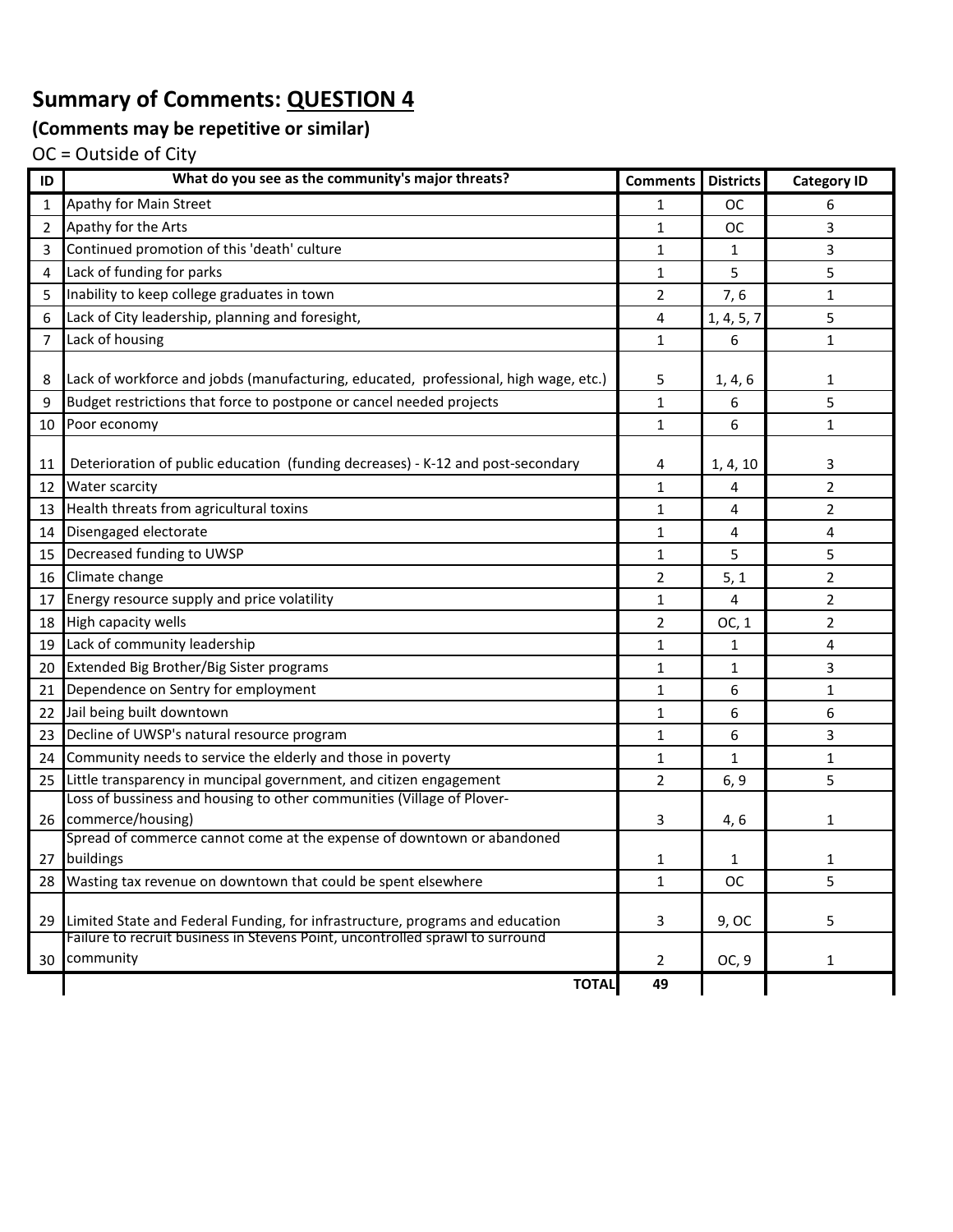## Summary of Comments: QUESTION 4

### (Comments may be repetitive or similar)

OC = Outside of City

| ID | What do you see as the community's major threats? | Comments | Districts | Category ID |
|---|---|---|---|---|
| 1 | Apathy for Main Street | 1 | OC | 6 |
| 2 | Apathy for the Arts | 1 | OC | 3 |
| 3 | Continued promotion of this 'death' culture | 1 | 1 | 3 |
| 4 | Lack of funding for parks | 1 | 5 | 5 |
| 5 | Inability to keep college graduates in town | 2 | 7, 6 | 1 |
| 6 | Lack of City leadership, planning and foresight, | 4 | 1, 4, 5, 7 | 5 |
| 7 | Lack of housing | 1 | 6 | 1 |
| 8 | Lack of workforce and jobds (manufacturing, educated, professional, high wage, etc.) | 5 | 1, 4, 6 | 1 |
| 9 | Budget restrictions that force to postpone or cancel needed projects | 1 | 6 | 5 |
| 10 | Poor economy | 1 | 6 | 1 |
| 11 | Deterioration of public education (funding decreases) - K-12 and post-secondary | 4 | 1, 4, 10 | 3 |
| 12 | Water scarcity | 1 | 4 | 2 |
| 13 | Health threats from agricultural toxins | 1 | 4 | 2 |
| 14 | Disengaged electorate | 1 | 4 | 4 |
| 15 | Decreased funding to UWSP | 1 | 5 | 5 |
| 16 | Climate change | 2 | 5, 1 | 2 |
| 17 | Energy resource supply and price volatility | 1 | 4 | 2 |
| 18 | High capacity wells | 2 | OC, 1 | 2 |
| 19 | Lack of community leadership | 1 | 1 | 4 |
| 20 | Extended Big Brother/Big Sister programs | 1 | 1 | 3 |
| 21 | Dependence on Sentry for employment | 1 | 6 | 1 |
| 22 | Jail being built downtown | 1 | 6 | 6 |
| 23 | Decline of UWSP's natural resource program | 1 | 6 | 3 |
| 24 | Community needs to service the elderly and those in poverty | 1 | 1 | 1 |
| 25 | Little transparency in muncipal government, and citizen engagement | 2 | 6, 9 | 5 |
| 26 | Loss of bussiness and housing to other communities (Village of Plover- commerce/housing) | 3 | 4, 6 | 1 |
| 27 | Spread of commerce cannot come at the expense of downtown or abandoned buildings | 1 | 1 | 1 |
| 28 | Wasting tax revenue on downtown that could be spent elsewhere | 1 | OC | 5 |
| 29 | Limited State and Federal Funding, for infrastructure, programs and education | 3 | 9, OC | 5 |
| 30 | Failure to recruit business in Stevens Point, uncontrolled sprawl to surround community | 2 | OC, 9 | 1 |
| | **TOTAL** | **49** | | |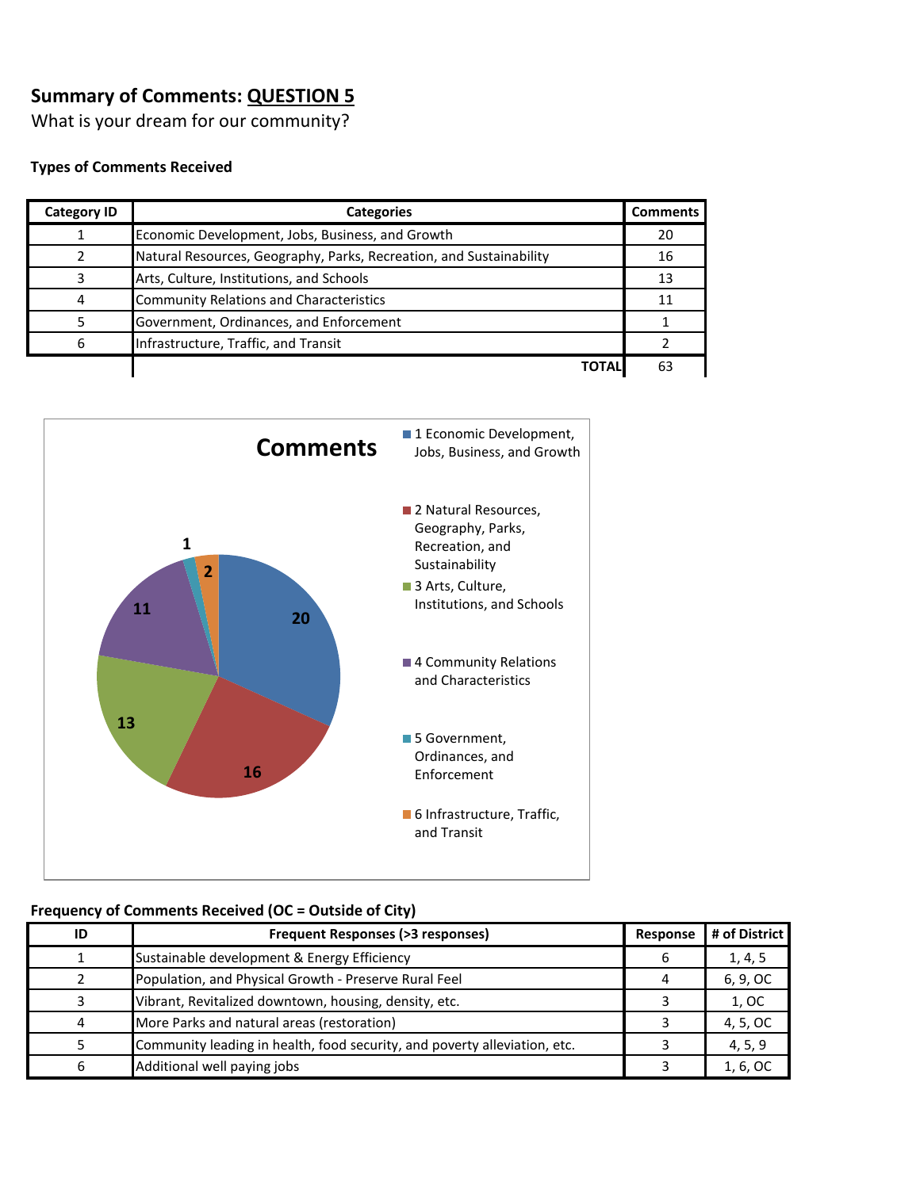## Summary of Comments: QUESTION 5

What is your dream for our community?

**Types of Comments Received**

| Category ID | Categories | Comments |
|---|---|---|
| 1 | Economic Development, Jobs, Business, and Growth | 20 |
| 2 | Natural Resources, Geography, Parks, Recreation, and Sustainability | 16 |
| 3 | Arts, Culture, Institutions, and Schools | 13 |
| 4 | Community Relations and Characteristics | 11 |
| 5 | Government, Ordinances, and Enforcement | 1 |
| 6 | Infrastructure, Traffic, and Transit | 2 |
| | **TOTAL** | 63 |

**Comments**

- 1 Economic Development, Jobs, Business, and Growth: 20
- 2 Natural Resources, Geography, Parks, Recreation, and Sustainability: 16
- 3 Arts, Culture, Institutions, and Schools: 13
- 4 Community Relations and Characteristics: 11
- 5 Government, Ordinances, and Enforcement: 1
- 6 Infrastructure, Traffic, and Transit: 2

**Frequency of Comments Received (OC = Outside of City)**

| ID | Frequent Responses (>3 responses) | Response | # of District |
|---|---|---|---|
| 1 | Sustainable development & Energy Efficiency | 6 | 1, 4, 5 |
| 2 | Population, and Physical Growth - Preserve Rural Feel | 4 | 6, 9, OC |
| 3 | Vibrant, Revitalized downtown, housing, density, etc. | 3 | 1, OC |
| 4 | More Parks and natural areas (restoration) | 3 | 4, 5, OC |
| 5 | Community leading in health, food security, and poverty alleviation, etc. | 3 | 4, 5, 9 |
| 6 | Additional well paying jobs | 3 | 1, 6, OC |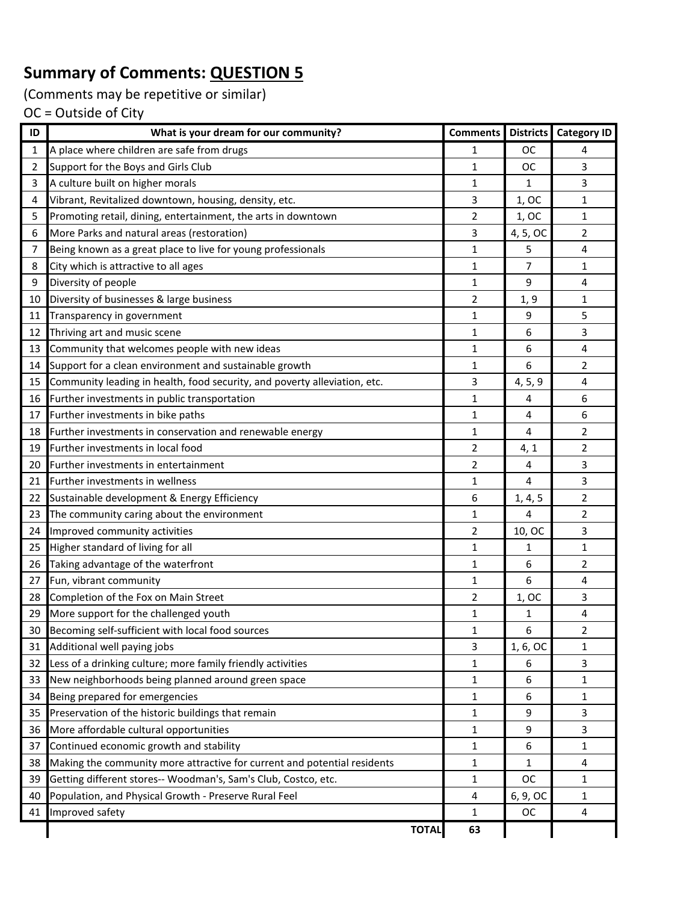## Summary of Comments: QUESTION 5

(Comments may be repetitive or similar)

OC = Outside of City

| ID | What is your dream for our community? | Comments | Districts | Category ID |
|---|---|---|---|---|
| 1 | A place where children are safe from drugs | 1 | OC | 4 |
| 2 | Support for the Boys and Girls Club | 1 | OC | 3 |
| 3 | A culture built on higher morals | 1 | 1 | 3 |
| 4 | Vibrant, Revitalized downtown, housing, density, etc. | 3 | 1, OC | 1 |
| 5 | Promoting retail, dining, entertainment, the arts in downtown | 2 | 1, OC | 1 |
| 6 | More Parks and natural areas (restoration) | 3 | 4, 5, OC | 2 |
| 7 | Being known as a great place to live for young professionals | 1 | 5 | 4 |
| 8 | City which is attractive to all ages | 1 | 7 | 1 |
| 9 | Diversity of people | 1 | 9 | 4 |
| 10 | Diversity of businesses & large business | 2 | 1, 9 | 1 |
| 11 | Transparency in government | 1 | 9 | 5 |
| 12 | Thriving art and music scene | 1 | 6 | 3 |
| 13 | Community that welcomes people with new ideas | 1 | 6 | 4 |
| 14 | Support for a clean environment and sustainable growth | 1 | 6 | 2 |
| 15 | Community leading in health, food security, and poverty alleviation, etc. | 3 | 4, 5, 9 | 4 |
| 16 | Further investments in public transportation | 1 | 4 | 6 |
| 17 | Further investments in bike paths | 1 | 4 | 6 |
| 18 | Further investments in conservation and renewable energy | 1 | 4 | 2 |
| 19 | Further investments in local food | 2 | 4, 1 | 2 |
| 20 | Further investments in entertainment | 2 | 4 | 3 |
| 21 | Further investments in wellness | 1 | 4 | 3 |
| 22 | Sustainable development & Energy Efficiency | 6 | 1, 4, 5 | 2 |
| 23 | The community caring about the environment | 1 | 4 | 2 |
| 24 | Improved community activities | 2 | 10, OC | 3 |
| 25 | Higher standard of living for all | 1 | 1 | 1 |
| 26 | Taking advantage of the waterfront | 1 | 6 | 2 |
| 27 | Fun, vibrant community | 1 | 6 | 4 |
| 28 | Completion of the Fox on Main Street | 2 | 1, OC | 3 |
| 29 | More support for the challenged youth | 1 | 1 | 4 |
| 30 | Becoming self-sufficient with local food sources | 1 | 6 | 2 |
| 31 | Additional well paying jobs | 3 | 1, 6, OC | 1 |
| 32 | Less of a drinking culture; more family friendly activities | 1 | 6 | 3 |
| 33 | New neighborhoods being planned around green space | 1 | 6 | 1 |
| 34 | Being prepared for emergencies | 1 | 6 | 1 |
| 35 | Preservation of the historic buildings that remain | 1 | 9 | 3 |
| 36 | More affordable cultural opportunities | 1 | 9 | 3 |
| 37 | Continued economic growth and stability | 1 | 6 | 1 |
| 38 | Making the community more attractive for current and potential residents | 1 | 1 | 4 |
| 39 | Getting different stores-- Woodman's, Sam's Club, Costco, etc. | 1 | OC | 1 |
| 40 | Population, and Physical Growth - Preserve Rural Feel | 4 | 6, 9, OC | 1 |
| 41 | Improved safety | 1 | OC | 4 |
| | **TOTAL** | **63** | | |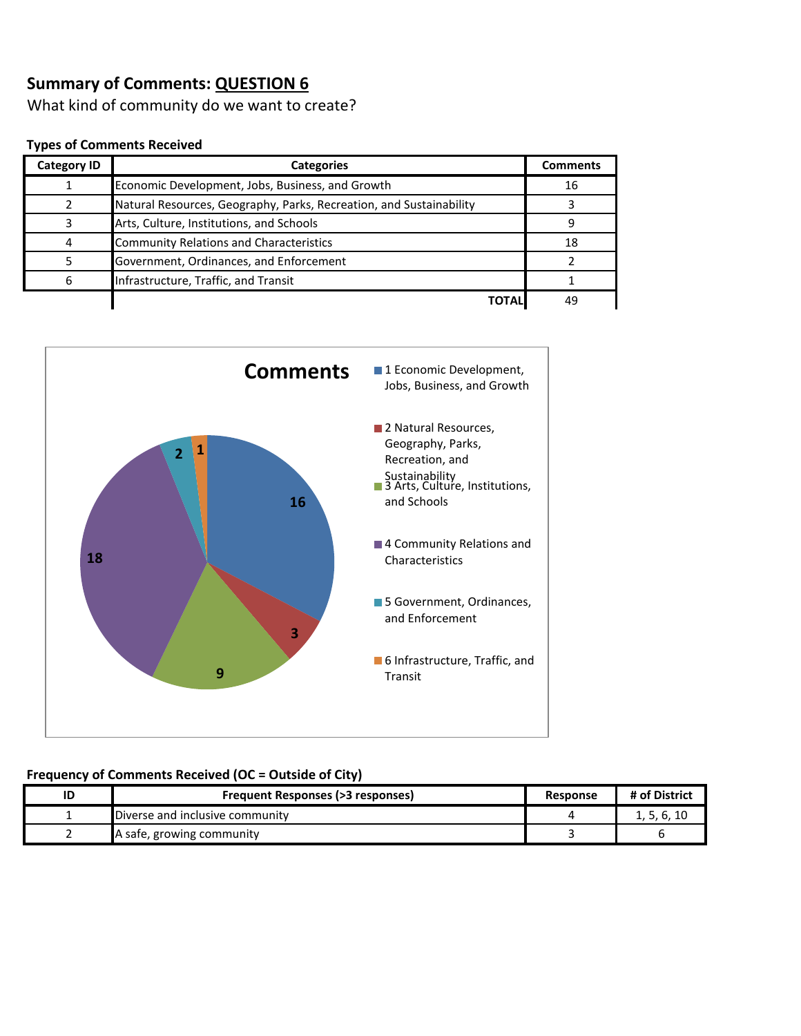## Summary of Comments: QUESTION 6

What kind of community do we want to create?

**Types of Comments Received**

| Category ID | Categories | Comments |
|---|---|---|
| 1 | Economic Development, Jobs, Business, and Growth | 16 |
| 2 | Natural Resources, Geography, Parks, Recreation, and Sustainability | 3 |
| 3 | Arts, Culture, Institutions, and Schools | 9 |
| 4 | Community Relations and Characteristics | 18 |
| 5 | Government, Ordinances, and Enforcement | 2 |
| 6 | Infrastructure, Traffic, and Transit | 1 |
| | **TOTAL** | 49 |

**Frequency of Comments Received (OC = Outside of City)**

| ID | Frequent Responses (>3 responses) | Response | # of District |
|---|---|---|---|
| 1 | Diverse and inclusive community | 4 | 1, 5, 6, 10 |
| 2 | A safe, growing community | 3 | 6 |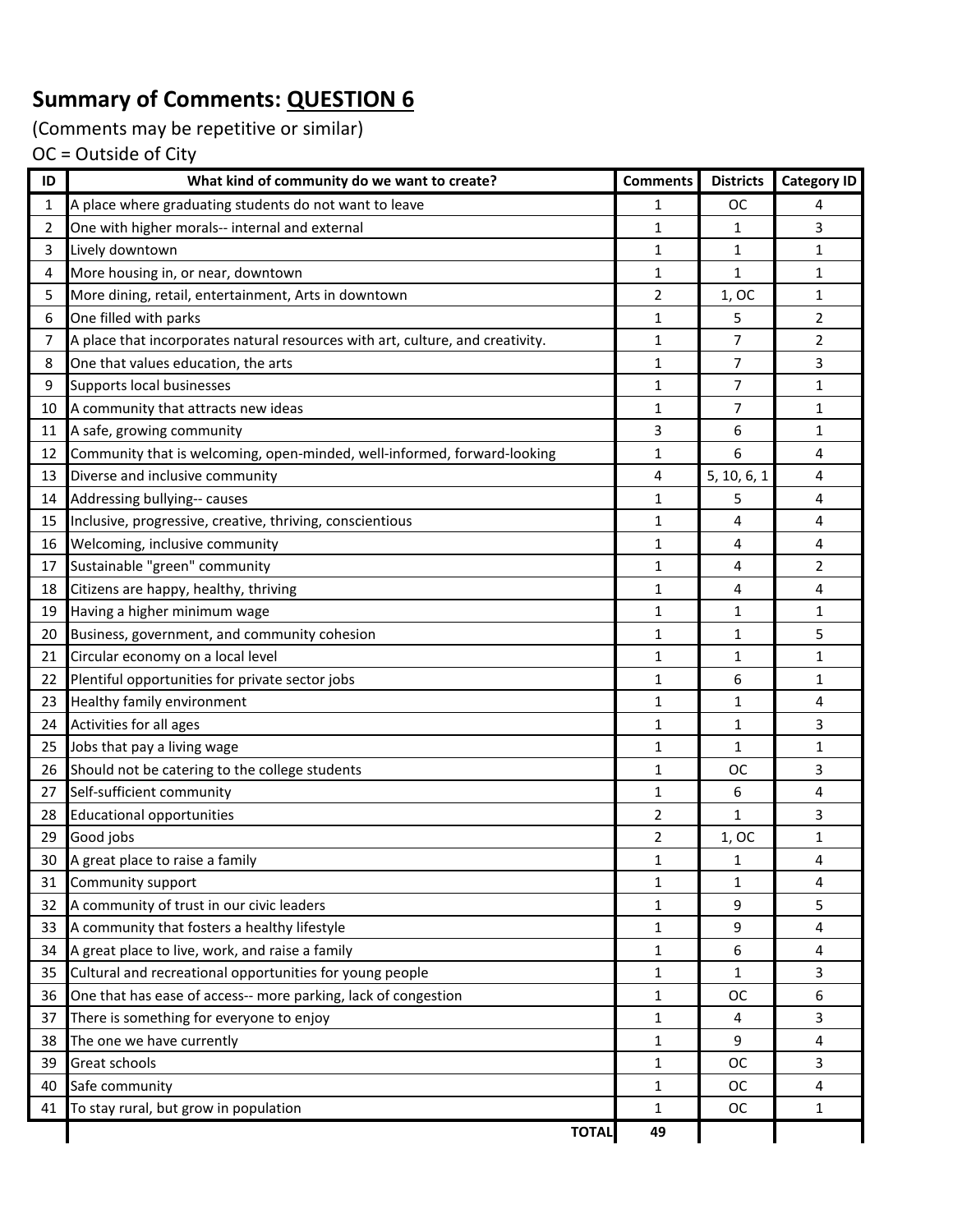## Summary of Comments: QUESTION 6

(Comments may be repetitive or similar)

OC = Outside of City

| ID | What kind of community do we want to create? | Comments | Districts | Category ID |
|---|---|---|---|---|
| 1 | A place where graduating students do not want to leave | 1 | OC | 4 |
| 2 | One with higher morals-- internal and external | 1 | 1 | 3 |
| 3 | Lively downtown | 1 | 1 | 1 |
| 4 | More housing in, or near, downtown | 1 | 1 | 1 |
| 5 | More dining, retail, entertainment, Arts in downtown | 2 | 1, OC | 1 |
| 6 | One filled with parks | 1 | 5 | 2 |
| 7 | A place that incorporates natural resources with art, culture, and creativity. | 1 | 7 | 2 |
| 8 | One that values education, the arts | 1 | 7 | 3 |
| 9 | Supports local businesses | 1 | 7 | 1 |
| 10 | A community that attracts new ideas | 1 | 7 | 1 |
| 11 | A safe, growing community | 3 | 6 | 1 |
| 12 | Community that is welcoming, open-minded, well-informed, forward-looking | 1 | 6 | 4 |
| 13 | Diverse and inclusive community | 4 | 5, 10, 6, 1 | 4 |
| 14 | Addressing bullying-- causes | 1 | 5 | 4 |
| 15 | Inclusive, progressive, creative, thriving, conscientious | 1 | 4 | 4 |
| 16 | Welcoming, inclusive community | 1 | 4 | 4 |
| 17 | Sustainable "green" community | 1 | 4 | 2 |
| 18 | Citizens are happy, healthy, thriving | 1 | 4 | 4 |
| 19 | Having a higher minimum wage | 1 | 1 | 1 |
| 20 | Business, government, and community cohesion | 1 | 1 | 5 |
| 21 | Circular economy on a local level | 1 | 1 | 1 |
| 22 | Plentiful opportunities for private sector jobs | 1 | 6 | 1 |
| 23 | Healthy family environment | 1 | 1 | 4 |
| 24 | Activities for all ages | 1 | 1 | 3 |
| 25 | Jobs that pay a living wage | 1 | 1 | 1 |
| 26 | Should not be catering to the college students | 1 | OC | 3 |
| 27 | Self-sufficient community | 1 | 6 | 4 |
| 28 | Educational opportunities | 2 | 1 | 3 |
| 29 | Good jobs | 2 | 1, OC | 1 |
| 30 | A great place to raise a family | 1 | 1 | 4 |
| 31 | Community support | 1 | 1 | 4 |
| 32 | A community of trust in our civic leaders | 1 | 9 | 5 |
| 33 | A community that fosters a healthy lifestyle | 1 | 9 | 4 |
| 34 | A great place to live, work, and raise a family | 1 | 6 | 4 |
| 35 | Cultural and recreational opportunities for young people | 1 | 1 | 3 |
| 36 | One that has ease of access-- more parking, lack of congestion | 1 | OC | 6 |
| 37 | There is something for everyone to enjoy | 1 | 4 | 3 |
| 38 | The one we have currently | 1 | 9 | 4 |
| 39 | Great schools | 1 | OC | 3 |
| 40 | Safe community | 1 | OC | 4 |
| 41 | To stay rural, but grow in population | 1 | OC | 1 |
| | TOTAL | 49 | | |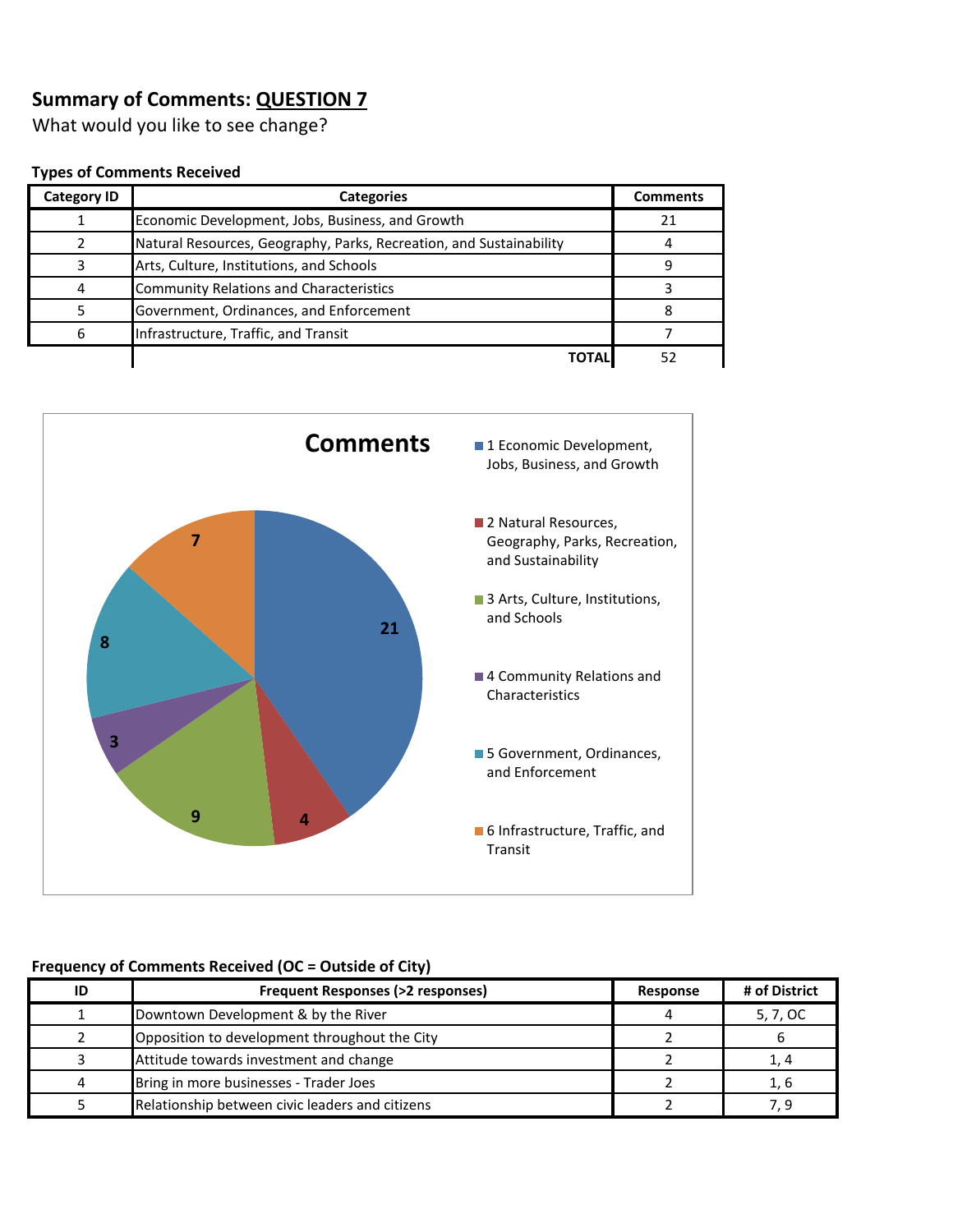## Summary of Comments: QUESTION 7

What would you like to see change?

**Types of Comments Received**

| Category ID | Categories | Comments |
|---|---|---|
| 1 | Economic Development, Jobs, Business, and Growth | 21 |
| 2 | Natural Resources, Geography, Parks, Recreation, and Sustainability | 4 |
| 3 | Arts, Culture, Institutions, and Schools | 9 |
| 4 | Community Relations and Characteristics | 3 |
| 5 | Government, Ordinances, and Enforcement | 8 |
| 6 | Infrastructure, Traffic, and Transit | 7 |
| | **TOTAL** | 52 |

**Comments**

- 1 Economic Development, Jobs, Business, and Growth: 21
- 2 Natural Resources, Geography, Parks, Recreation, and Sustainability: 4
- 3 Arts, Culture, Institutions, and Schools: 9
- 4 Community Relations and Characteristics: 3
- 5 Government, Ordinances, and Enforcement: 8
- 6 Infrastructure, Traffic, and Transit: 7

**Frequency of Comments Received (OC = Outside of City)**

| ID | Frequent Responses (>2 responses) | Response | # of District |
|---|---|---|---|
| 1 | Downtown Development & by the River | 4 | 5, 7, OC |
| 2 | Opposition to development throughout the City | 2 | 6 |
| 3 | Attitude towards investment and change | 2 | 1, 4 |
| 4 | Bring in more businesses - Trader Joes | 2 | 1, 6 |
| 5 | Relationship between civic leaders and citizens | 2 | 7, 9 |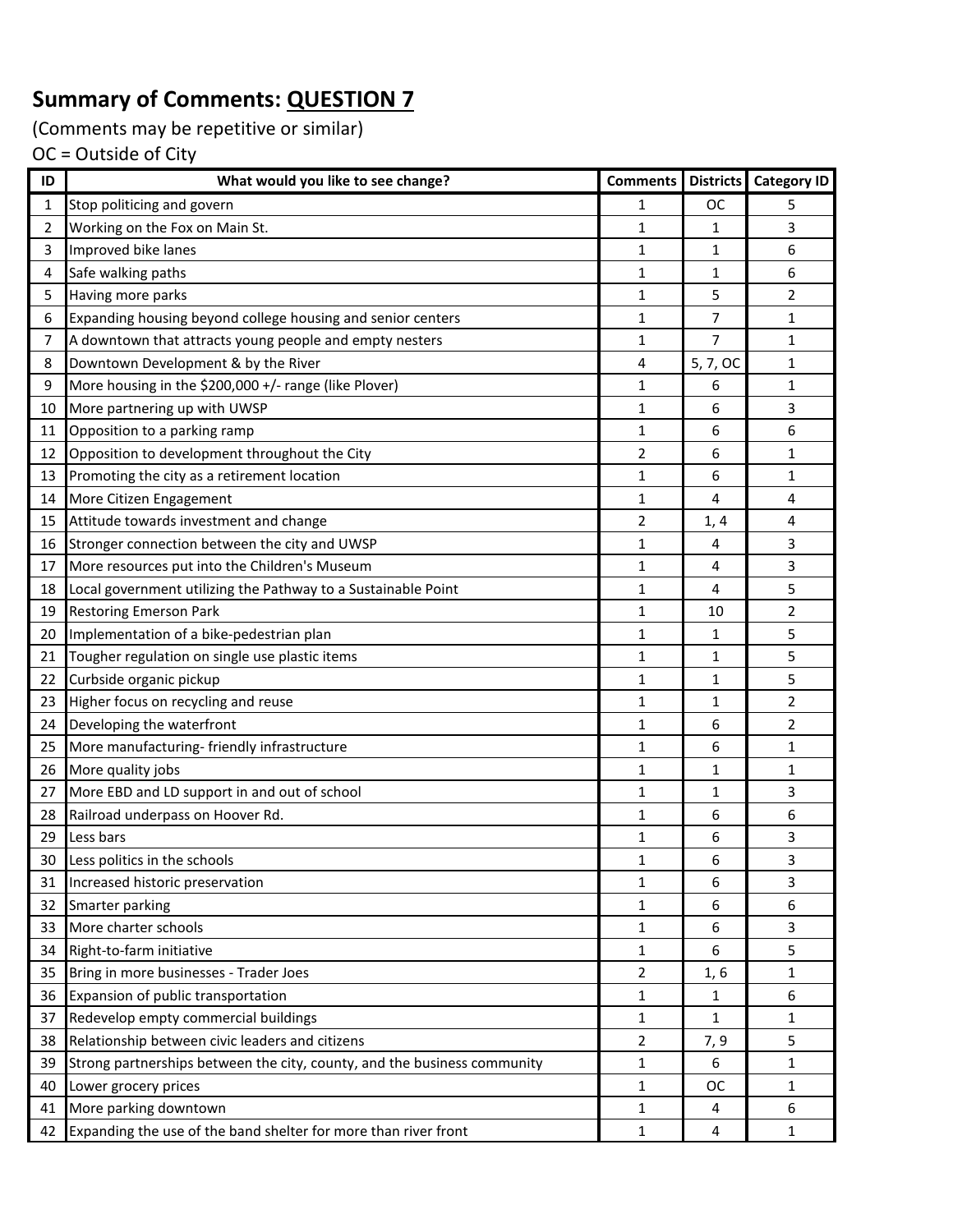# Summary of Comments: QUESTION 7

(Comments may be repetitive or similar)

OC = Outside of City

| ID | What would you like to see change? | Comments | Districts | Category ID |
|---|---|---|---|---|
| 1 | Stop politicing and govern | 1 | OC | 5 |
| 2 | Working on the Fox on Main St. | 1 | 1 | 3 |
| 3 | Improved bike lanes | 1 | 1 | 6 |
| 4 | Safe walking paths | 1 | 1 | 6 |
| 5 | Having more parks | 1 | 5 | 2 |
| 6 | Expanding housing beyond college housing and senior centers | 1 | 7 | 1 |
| 7 | A downtown that attracts young people and empty nesters | 1 | 7 | 1 |
| 8 | Downtown Development & by the River | 4 | 5, 7, OC | 1 |
| 9 | More housing in the $200,000 +/- range (like Plover) | 1 | 6 | 1 |
| 10 | More partnering up with UWSP | 1 | 6 | 3 |
| 11 | Opposition to a parking ramp | 1 | 6 | 6 |
| 12 | Opposition to development throughout the City | 2 | 6 | 1 |
| 13 | Promoting the city as a retirement location | 1 | 6 | 1 |
| 14 | More Citizen Engagement | 1 | 4 | 4 |
| 15 | Attitude towards investment and change | 2 | 1, 4 | 4 |
| 16 | Stronger connection between the city and UWSP | 1 | 4 | 3 |
| 17 | More resources put into the Children's Museum | 1 | 4 | 3 |
| 18 | Local government utilizing the Pathway to a Sustainable Point | 1 | 4 | 5 |
| 19 | Restoring Emerson Park | 1 | 10 | 2 |
| 20 | Implementation of a bike-pedestrian plan | 1 | 1 | 5 |
| 21 | Tougher regulation on single use plastic items | 1 | 1 | 5 |
| 22 | Curbside organic pickup | 1 | 1 | 5 |
| 23 | Higher focus on recycling and reuse | 1 | 1 | 2 |
| 24 | Developing the waterfront | 1 | 6 | 2 |
| 25 | More manufacturing- friendly infrastructure | 1 | 6 | 1 |
| 26 | More quality jobs | 1 | 1 | 1 |
| 27 | More EBD and LD support in and out of school | 1 | 1 | 3 |
| 28 | Railroad underpass on Hoover Rd. | 1 | 6 | 6 |
| 29 | Less bars | 1 | 6 | 3 |
| 30 | Less politics in the schools | 1 | 6 | 3 |
| 31 | Increased historic preservation | 1 | 6 | 3 |
| 32 | Smarter parking | 1 | 6 | 6 |
| 33 | More charter schools | 1 | 6 | 3 |
| 34 | Right-to-farm initiative | 1 | 6 | 5 |
| 35 | Bring in more businesses - Trader Joes | 2 | 1, 6 | 1 |
| 36 | Expansion of public transportation | 1 | 1 | 6 |
| 37 | Redevelop empty commercial buildings | 1 | 1 | 1 |
| 38 | Relationship between civic leaders and citizens | 2 | 7, 9 | 5 |
| 39 | Strong partnerships between the city, county, and the business community | 1 | 6 | 1 |
| 40 | Lower grocery prices | 1 | OC | 1 |
| 41 | More parking downtown | 1 | 4 | 6 |
| 42 | Expanding the use of the band shelter for more than river front | 1 | 4 | 1 |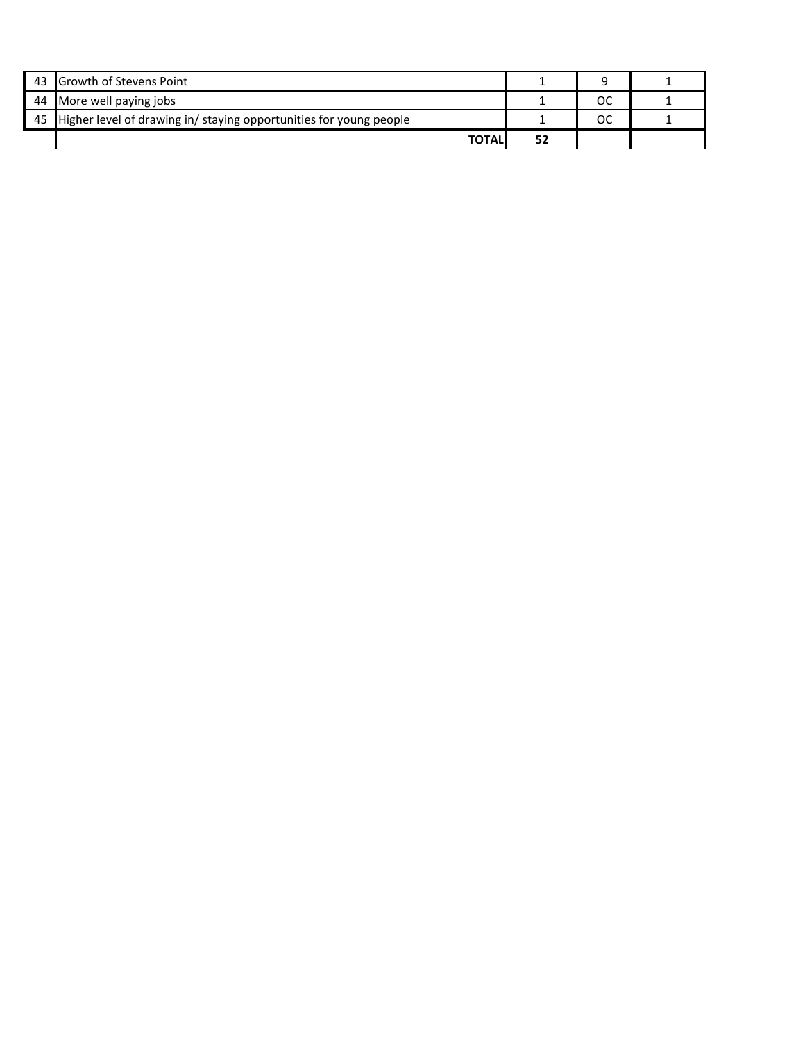| | | | | |
|---|---|---|---|---|
| 43 | Growth of Stevens Point | 1 | 9 | 1 |
| 44 | More well paying jobs | 1 | OC | 1 |
| 45 | Higher level of drawing in/ staying opportunities for young people | 1 | OC | 1 |
| | **TOTAL** | **52** | | |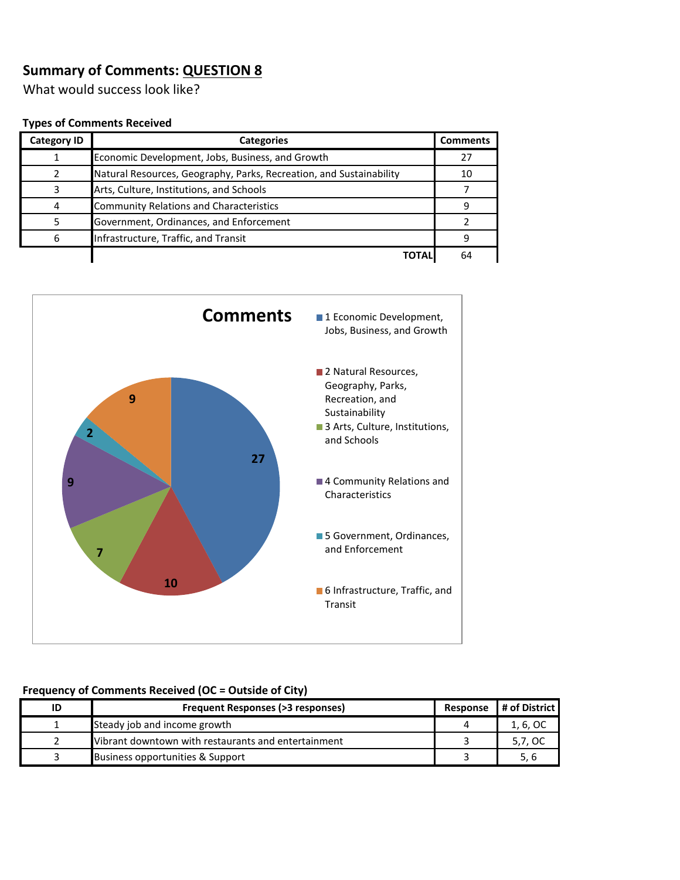## Summary of Comments: QUESTION 8

What would success look like?

**Types of Comments Received**

| Category ID | Categories | Comments |
|---|---|---|
| 1 | Economic Development, Jobs, Business, and Growth | 27 |
| 2 | Natural Resources, Geography, Parks, Recreation, and Sustainability | 10 |
| 3 | Arts, Culture, Institutions, and Schools | 7 |
| 4 | Community Relations and Characteristics | 9 |
| 5 | Government, Ordinances, and Enforcement | 2 |
| 6 | Infrastructure, Traffic, and Transit | 9 |
| | **TOTAL** | 64 |

**Comments**

- 1 Economic Development, Jobs, Business, and Growth: 27
- 2 Natural Resources, Geography, Parks, Recreation, and Sustainability: 10
- 3 Arts, Culture, Institutions, and Schools: 7
- 4 Community Relations and Characteristics: 9
- 5 Government, Ordinances, and Enforcement: 2
- 6 Infrastructure, Traffic, and Transit: 9

**Frequency of Comments Received (OC = Outside of City)**

| ID | Frequent Responses (>3 responses) | Response | # of District |
|---|---|---|---|
| 1 | Steady job and income growth | 4 | 1, 6, OC |
| 2 | Vibrant downtown with restaurants and entertainment | 3 | 5,7, OC |
| 3 | Business opportunities & Support | 3 | 5, 6 |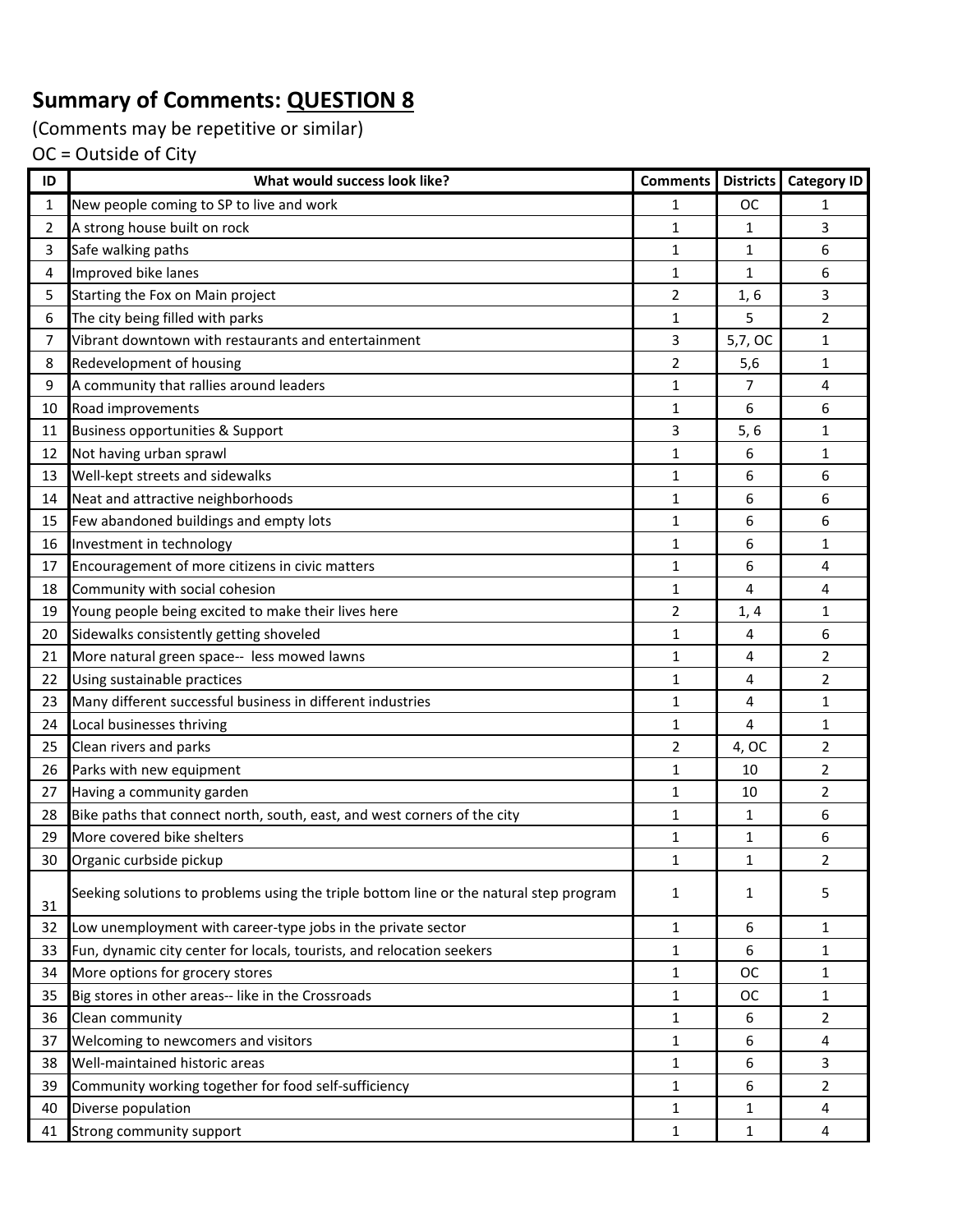# Summary of Comments: QUESTION 8

(Comments may be repetitive or similar)

OC = Outside of City

| ID | What would success look like? | Comments | Districts | Category ID |
|---|---|---|---|---|
| 1 | New people coming to SP to live and work | 1 | OC | 1 |
| 2 | A strong house built on rock | 1 | 1 | 3 |
| 3 | Safe walking paths | 1 | 1 | 6 |
| 4 | Improved bike lanes | 1 | 1 | 6 |
| 5 | Starting the Fox on Main project | 2 | 1, 6 | 3 |
| 6 | The city being filled with parks | 1 | 5 | 2 |
| 7 | Vibrant downtown with restaurants and entertainment | 3 | 5,7, OC | 1 |
| 8 | Redevelopment of housing | 2 | 5,6 | 1 |
| 9 | A community that rallies around leaders | 1 | 7 | 4 |
| 10 | Road improvements | 1 | 6 | 6 |
| 11 | Business opportunities & Support | 3 | 5, 6 | 1 |
| 12 | Not having urban sprawl | 1 | 6 | 1 |
| 13 | Well-kept streets and sidewalks | 1 | 6 | 6 |
| 14 | Neat and attractive neighborhoods | 1 | 6 | 6 |
| 15 | Few abandoned buildings and empty lots | 1 | 6 | 6 |
| 16 | Investment in technology | 1 | 6 | 1 |
| 17 | Encouragement of more citizens in civic matters | 1 | 6 | 4 |
| 18 | Community with social cohesion | 1 | 4 | 4 |
| 19 | Young people being excited to make their lives here | 2 | 1, 4 | 1 |
| 20 | Sidewalks consistently getting shoveled | 1 | 4 | 6 |
| 21 | More natural green space-- less mowed lawns | 1 | 4 | 2 |
| 22 | Using sustainable practices | 1 | 4 | 2 |
| 23 | Many different successful business in different industries | 1 | 4 | 1 |
| 24 | Local businesses thriving | 1 | 4 | 1 |
| 25 | Clean rivers and parks | 2 | 4, OC | 2 |
| 26 | Parks with new equipment | 1 | 10 | 2 |
| 27 | Having a community garden | 1 | 10 | 2 |
| 28 | Bike paths that connect north, south, east, and west corners of the city | 1 | 1 | 6 |
| 29 | More covered bike shelters | 1 | 1 | 6 |
| 30 | Organic curbside pickup | 1 | 1 | 2 |
| 31 | Seeking solutions to problems using the triple bottom line or the natural step program | 1 | 1 | 5 |
| 32 | Low unemployment with career-type jobs in the private sector | 1 | 6 | 1 |
| 33 | Fun, dynamic city center for locals, tourists, and relocation seekers | 1 | 6 | 1 |
| 34 | More options for grocery stores | 1 | OC | 1 |
| 35 | Big stores in other areas-- like in the Crossroads | 1 | OC | 1 |
| 36 | Clean community | 1 | 6 | 2 |
| 37 | Welcoming to newcomers and visitors | 1 | 6 | 4 |
| 38 | Well-maintained historic areas | 1 | 6 | 3 |
| 39 | Community working together for food self-sufficiency | 1 | 6 | 2 |
| 40 | Diverse population | 1 | 1 | 4 |
| 41 | Strong community support | 1 | 1 | 4 |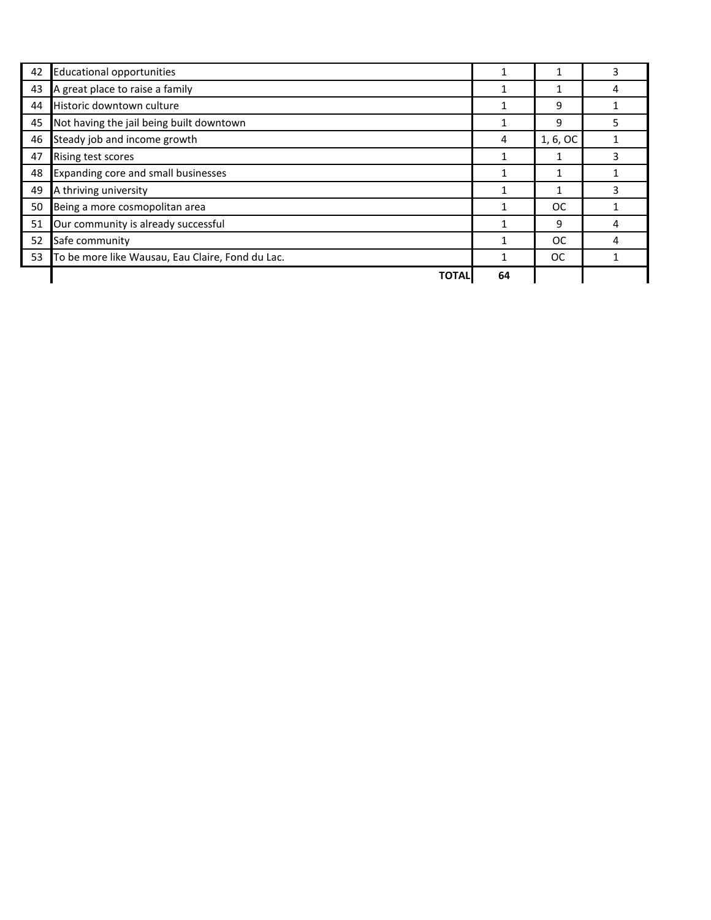| | | | | |
|---|---|---|---|---|
| 42 | Educational opportunities | 1 | 1 | 3 |
| 43 | A great place to raise a family | 1 | 1 | 4 |
| 44 | Historic downtown culture | 1 | 9 | 1 |
| 45 | Not having the jail being built downtown | 1 | 9 | 5 |
| 46 | Steady job and income growth | 4 | 1, 6, OC | 1 |
| 47 | Rising test scores | 1 | 1 | 3 |
| 48 | Expanding core and small businesses | 1 | 1 | 1 |
| 49 | A thriving university | 1 | 1 | 3 |
| 50 | Being a more cosmopolitan area | 1 | OC | 1 |
| 51 | Our community is already successful | 1 | 9 | 4 |
| 52 | Safe community | 1 | OC | 4 |
| 53 | To be more like Wausau, Eau Claire, Fond du Lac. | 1 | OC | 1 |
| | **TOTAL** | **64** | | |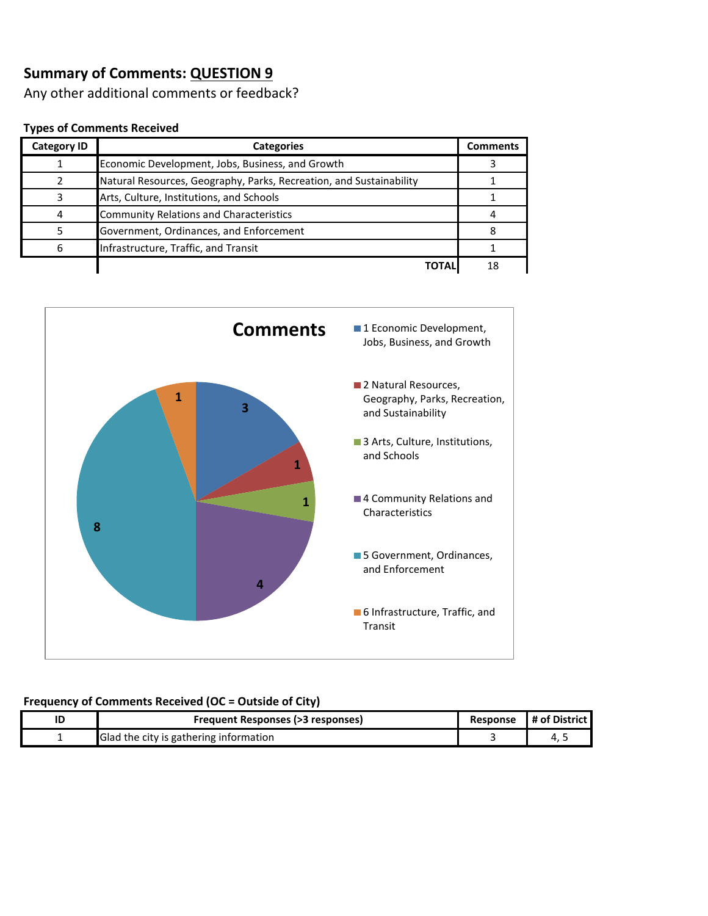## Summary of Comments: QUESTION 9

Any other additional comments or feedback?

**Types of Comments Received**

| Category ID | Categories | Comments |
|---|---|---|
| 1 | Economic Development, Jobs, Business, and Growth | 3 |
| 2 | Natural Resources, Geography, Parks, Recreation, and Sustainability | 1 |
| 3 | Arts, Culture, Institutions, and Schools | 1 |
| 4 | Community Relations and Characteristics | 4 |
| 5 | Government, Ordinances, and Enforcement | 8 |
| 6 | Infrastructure, Traffic, and Transit | 1 |
| | **TOTAL** | 18 |

**Comments**

- 1 Economic Development, Jobs, Business, and Growth: 3
- 2 Natural Resources, Geography, Parks, Recreation, and Sustainability: 1
- 3 Arts, Culture, Institutions, and Schools: 1
- 4 Community Relations and Characteristics: 4
- 5 Government, Ordinances, and Enforcement: 8
- 6 Infrastructure, Traffic, and Transit: 1

**Frequency of Comments Received (OC = Outside of City)**

| ID | Frequent Responses (>3 responses) | Response | # of District |
|---|---|---|---|
| 1 | Glad the city is gathering information | 3 | 4, 5 |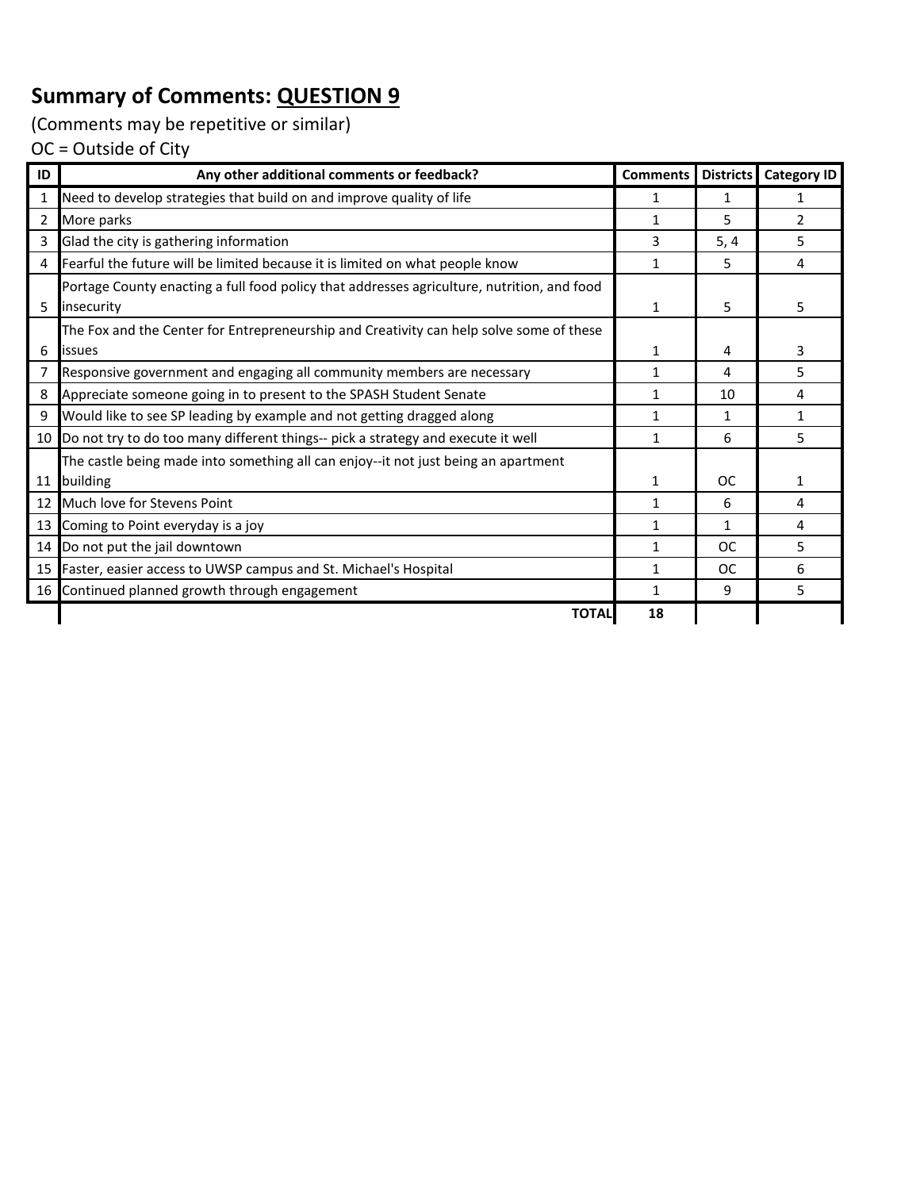## Summary of Comments: QUESTION 9

(Comments may be repetitive or similar)

OC = Outside of City

| ID | Any other additional comments or feedback? | Comments | Districts | Category ID |
|---|---|---|---|---|
| 1 | Need to develop strategies that build on and improve quality of life | 1 | 1 | 1 |
| 2 | More parks | 1 | 5 | 2 |
| 3 | Glad the city is gathering information | 3 | 5, 4 | 5 |
| 4 | Fearful the future will be limited because it is limited on what people know | 1 | 5 | 4 |
| 5 | Portage County enacting a full food policy that addresses agriculture, nutrition, and food insecurity | 1 | 5 | 5 |
| 6 | The Fox and the Center for Entrepreneurship and Creativity can help solve some of these issues | 1 | 4 | 3 |
| 7 | Responsive government and engaging all community members are necessary | 1 | 4 | 5 |
| 8 | Appreciate someone going in to present to the SPASH Student Senate | 1 | 10 | 4 |
| 9 | Would like to see SP leading by example and not getting dragged along | 1 | 1 | 1 |
| 10 | Do not try to do too many different things-- pick a strategy and execute it well | 1 | 6 | 5 |
| 11 | The castle being made into something all can enjoy--it not just being an apartment building | 1 | OC | 1 |
| 12 | Much love for Stevens Point | 1 | 6 | 4 |
| 13 | Coming to Point everyday is a joy | 1 | 1 | 4 |
| 14 | Do not put the jail downtown | 1 | OC | 5 |
| 15 | Faster, easier access to UWSP campus and St. Michael's Hospital | 1 | OC | 6 |
| 16 | Continued planned growth through engagement | 1 | 9 | 5 |
| | **TOTAL** | 18 | | |